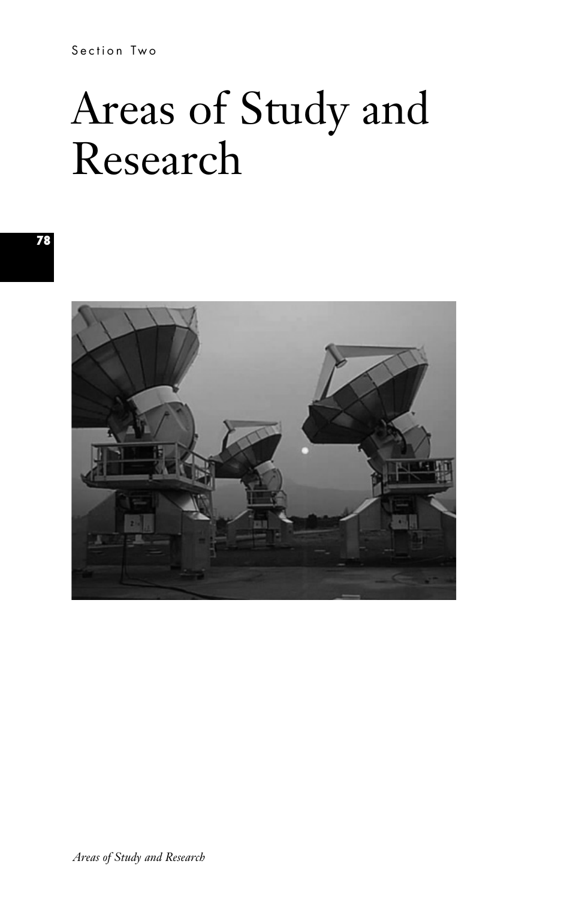Section Two

# Areas of Study and Research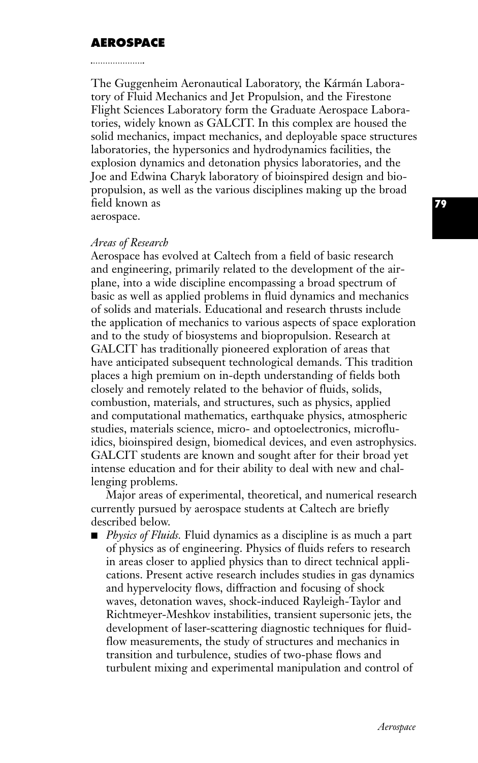# AEROSPACE

The Guggenheim Aeronautical Laboratory, the Kármán Laboratory of Fluid Mechanics and Jet Propulsion, and the Firestone Flight Sciences Laboratory form the Graduate Aerospace Laboratories, widely known as GALCIT. In this complex are housed the solid mechanics, impact mechanics, and deployable space structures laboratories, the hypersonics and hydrodynamics facilities, the explosion dynamics and detonation physics laboratories, and the Joe and Edwina Charyk laboratory of bioinspired design and biopropulsion, as well as the various disciplines making up the broad field known as aerospace.

*Areas of Research*

Aerospace has evolved at Caltech from a field of basic research and engineering, primarily related to the development of the airplane, into a wide discipline encompassing a broad spectrum of basic as well as applied problems in fluid dynamics and mechanics of solids and materials. Educational and research thrusts include the application of mechanics to various aspects of space exploration and to the study of biosystems and biopropulsion. Research at GALCIT has traditionally pioneered exploration of areas that have anticipated subsequent technological demands. This tradition places a high premium on in-depth understanding of fields both closely and remotely related to the behavior of fluids, solids, combustion, materials, and structures, such as physics, applied and computational mathematics, earthquake physics, atmospheric studies, materials science, micro- and optoelectronics, microfluidics, bioinspired design, biomedical devices, and even astrophysics. GALCIT students are known and sought after for their broad yet intense education and for their ability to deal with new and challenging problems.

Major areas of experimental, theoretical, and numerical research currently pursued by aerospace students at Caltech are briefly described below.

- *Physics of Fluids.* Fluid dynamics as a discipline is as much a part of physics as of engineering. Physics of fluids refers to research in areas closer to applied physics than to direct technical applications. Present active research includes studies in gas dynamics and hypervelocity flows, diffraction and focusing of shock waves, detonation waves, shock-induced Rayleigh-Taylor and Richtmeyer-Meshkov instabilities, transient supersonic jets, the development of laser-scattering diagnostic techniques for fluid-flow measurements, the study of structures and mechanics in transition and turbulence, studies of two-phase flows and turbulent mixing and experimental manipulation and control of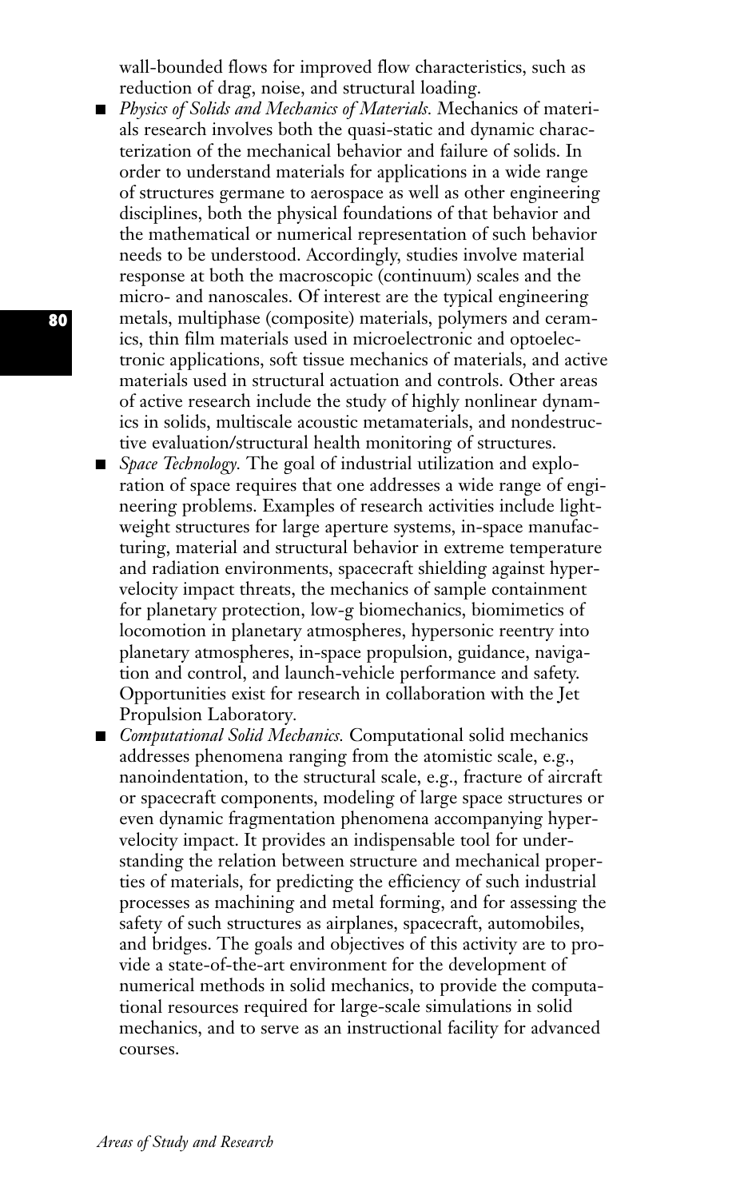wall-bounded flows for improved flow characteristics, such as reduction of drag, noise, and structural loading.

- *Physics of Solids and Mechanics of Materials.* Mechanics of materials research involves both the quasi-static and dynamic characterization of the mechanical behavior and failure of solids. In order to understand materials for applications in a wide range of structures germane to aerospace as well as other engineering disciplines, both the physical foundations of that behavior and the mathematical or numerical representation of such behavior needs to be understood. Accordingly, studies involve material response at both the macroscopic (continuum) scales and the micro- and nanoscales. Of interest are the typical engineering metals, multiphase (composite) materials, polymers and ceramics, thin film materials used in microelectronic and optoelectronic applications, soft tissue mechanics of materials, and active materials used in structural actuation and controls. Other areas of active research include the study of highly nonlinear dynamics in solids, multiscale acoustic metamaterials, and nondestructive evaluation/structural health monitoring of structures.
- *Space Technology.* The goal of industrial utilization and exploration of space requires that one addresses a wide range of engineering problems. Examples of research activities include lightweight structures for large aperture systems, in-space manufacturing, material and structural behavior in extreme temperature and radiation environments, spacecraft shielding against hypervelocity impact threats, the mechanics of sample containment for planetary protection, low-g biomechanics, biomimetics of locomotion in planetary atmospheres, hypersonic reentry into planetary atmospheres, in-space propulsion, guidance, navigation and control, and launch-vehicle performance and safety. Opportunities exist for research in collaboration with the Jet Propulsion Laboratory.
- *Computational Solid Mechanics.* Computational solid mechanics addresses phenomena ranging from the atomistic scale, e.g., nanoindentation, to the structural scale, e.g., fracture of aircraft or spacecraft components, modeling of large space structures or even dynamic fragmentation phenomena accompanying hypervelocity impact. It provides an indispensable tool for understanding the relation between structure and mechanical properties of materials, for predicting the efficiency of such industrial processes as machining and metal forming, and for assessing the safety of such structures as airplanes, spacecraft, automobiles, and bridges. The goals and objectives of this activity are to provide a state-of-the-art environment for the development of numerical methods in solid mechanics, to provide the computational resources required for large-scale simulations in solid mechanics, and to serve as an instructional facility for advanced courses.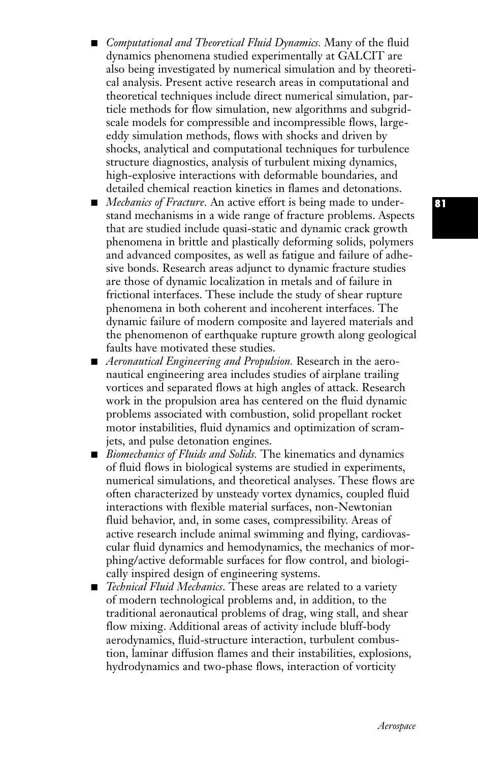- *Computational and Theoretical Fluid Dynamics.* Many of the fluid dynamics phenomena studied experimentally at GALCIT are also being investigated by numerical simulation and by theoretical analysis. Present active research areas in computational and theoretical techniques include direct numerical simulation, particle methods for flow simulation, new algorithms and subgrid-scale models for compressible and incompressible flows, large-eddy simulation methods, flows with shocks and driven by shocks, analytical and computational techniques for turbulence structure diagnostics, analysis of turbulent mixing dynamics, high-explosive interactions with deformable boundaries, and detailed chemical reaction kinetics in flames and detonations.
- *Mechanics of Fracture.* An active effort is being made to understand mechanisms in a wide range of fracture problems. Aspects that are studied include quasi-static and dynamic crack growth phenomena in brittle and plastically deforming solids, polymers and advanced composites, as well as fatigue and failure of adhesive bonds. Research areas adjunct to dynamic fracture studies are those of dynamic localization in metals and of failure in frictional interfaces. These include the study of shear rupture phenomena in both coherent and incoherent interfaces. The dynamic failure of modern composite and layered materials and the phenomenon of earthquake rupture growth along geological faults have motivated these studies.
- *Aeronautical Engineering and Propulsion.* Research in the aeronautical engineering area includes studies of airplane trailing vortices and separated flows at high angles of attack. Research work in the propulsion area has centered on the fluid dynamic problems associated with combustion, solid propellant rocket motor instabilities, fluid dynamics and optimization of scramjets, and pulse detonation engines.
- *Biomechanics of Fluids and Solids.* The kinematics and dynamics of fluid flows in biological systems are studied in experiments, numerical simulations, and theoretical analyses. These flows are often characterized by unsteady vortex dynamics, coupled fluid interactions with flexible material surfaces, non-Newtonian fluid behavior, and, in some cases, compressibility. Areas of active research include animal swimming and flying, cardiovascular fluid dynamics and hemodynamics, the mechanics of morphing/active deformable surfaces for flow control, and biologically inspired design of engineering systems.
- *Technical Fluid Mechanics.* These areas are related to a variety of modern technological problems and, in addition, to the traditional aeronautical problems of drag, wing stall, and shear flow mixing. Additional areas of activity include bluff-body aerodynamics, fluid-structure interaction, turbulent combustion, laminar diffusion flames and their instabilities, explosions, hydrodynamics and two-phase flows, interaction of vorticity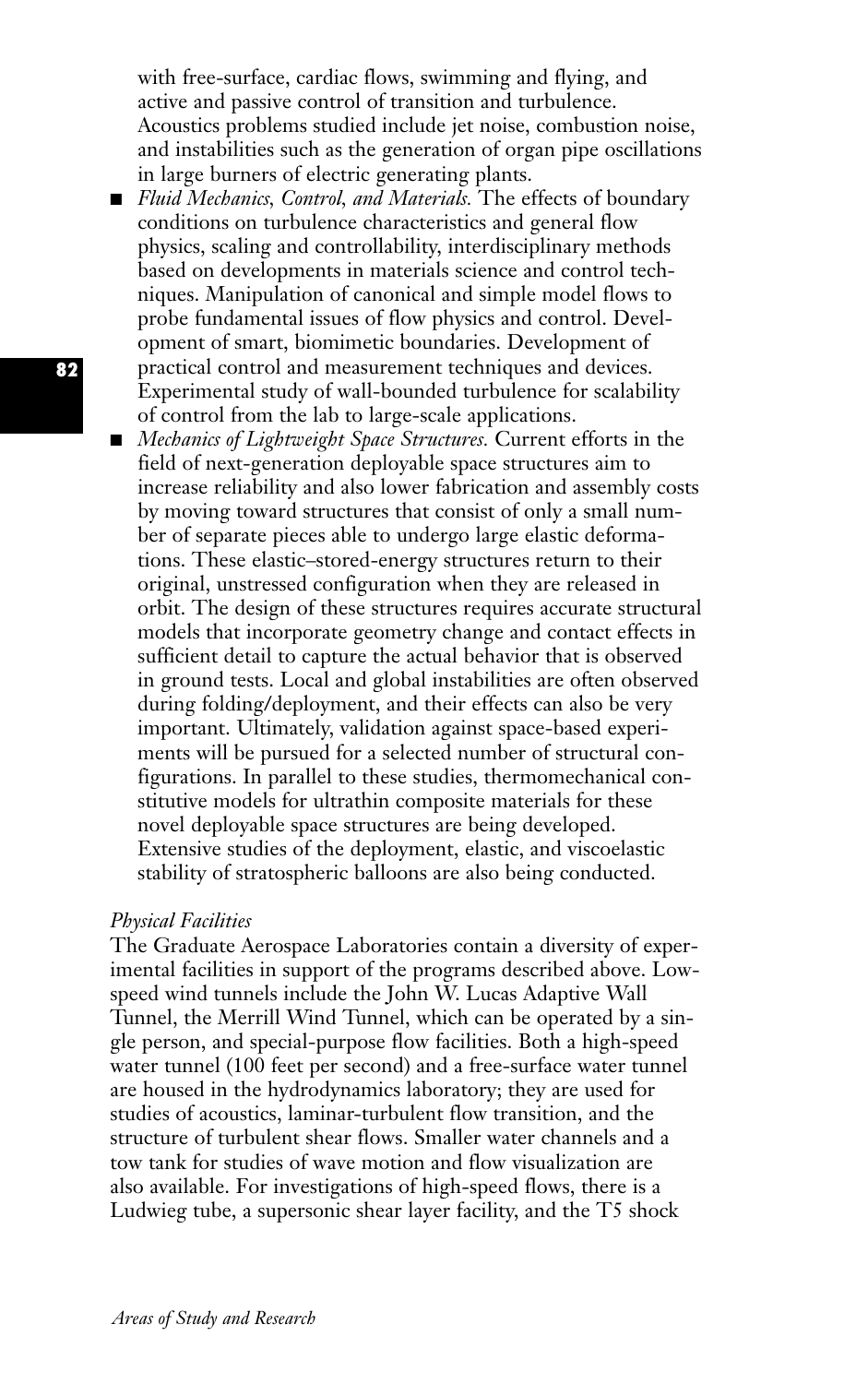with free-surface, cardiac flows, swimming and flying, and active and passive control of transition and turbulence. Acoustics problems studied include jet noise, combustion noise, and instabilities such as the generation of organ pipe oscillations in large burners of electric generating plants.

- *Fluid Mechanics, Control, and Materials.* The effects of boundary conditions on turbulence characteristics and general flow physics, scaling and controllability, interdisciplinary methods based on developments in materials science and control techniques. Manipulation of canonical and simple model flows to probe fundamental issues of flow physics and control. Development of smart, biomimetic boundaries. Development of practical control and measurement techniques and devices. Experimental study of wall-bounded turbulence for scalability of control from the lab to large-scale applications.
- *Mechanics of Lightweight Space Structures.* Current efforts in the field of next-generation deployable space structures aim to increase reliability and also lower fabrication and assembly costs by moving toward structures that consist of only a small number of separate pieces able to undergo large elastic deformations. These elastic–stored-energy structures return to their original, unstressed configuration when they are released in orbit. The design of these structures requires accurate structural models that incorporate geometry change and contact effects in sufficient detail to capture the actual behavior that is observed in ground tests. Local and global instabilities are often observed during folding/deployment, and their effects can also be very important. Ultimately, validation against space-based experiments will be pursued for a selected number of structural configurations. In parallel to these studies, thermomechanical constitutive models for ultrathin composite materials for these novel deployable space structures are being developed. Extensive studies of the deployment, elastic, and viscoelastic stability of stratospheric balloons are also being conducted.

*Physical Facilities*

The Graduate Aerospace Laboratories contain a diversity of experimental facilities in support of the programs described above. Low-speed wind tunnels include the John W. Lucas Adaptive Wall Tunnel, the Merrill Wind Tunnel, which can be operated by a single person, and special-purpose flow facilities. Both a high-speed water tunnel (100 feet per second) and a free-surface water tunnel are housed in the hydrodynamics laboratory; they are used for studies of acoustics, laminar-turbulent flow transition, and the structure of turbulent shear flows. Smaller water channels and a tow tank for studies of wave motion and flow visualization are also available. For investigations of high-speed flows, there is a Ludwieg tube, a supersonic shear layer facility, and the T5 shock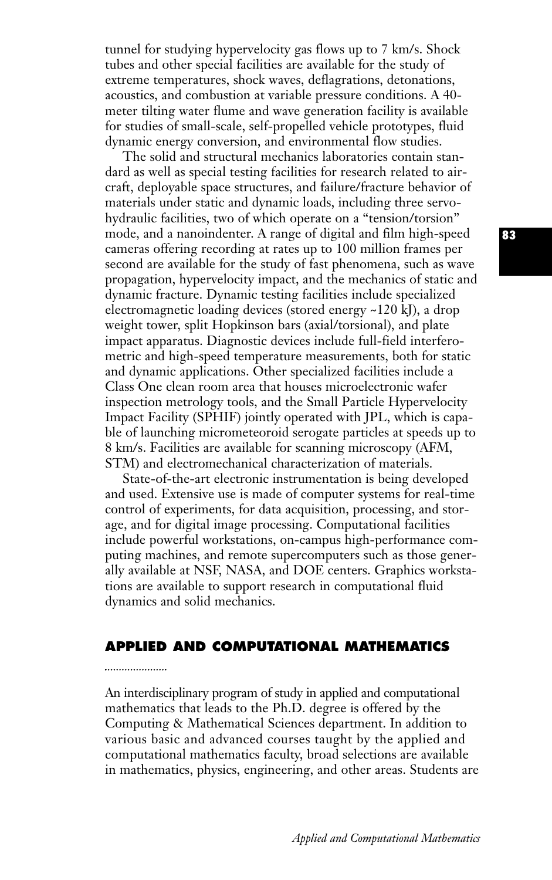tunnel for studying hypervelocity gas flows up to 7 km/s. Shock tubes and other special facilities are available for the study of extreme temperatures, shock waves, deflagrations, detonations, acoustics, and combustion at variable pressure conditions. A 40-meter tilting water flume and wave generation facility is available for studies of small-scale, self-propelled vehicle prototypes, fluid dynamic energy conversion, and environmental flow studies.

The solid and structural mechanics laboratories contain standard as well as special testing facilities for research related to aircraft, deployable space structures, and failure/fracture behavior of materials under static and dynamic loads, including three servo-hydraulic facilities, two of which operate on a "tension/torsion" mode, and a nanoindenter. A range of digital and film high-speed cameras offering recording at rates up to 100 million frames per second are available for the study of fast phenomena, such as wave propagation, hypervelocity impact, and the mechanics of static and dynamic fracture. Dynamic testing facilities include specialized electromagnetic loading devices (stored energy ~120 kJ), a drop weight tower, split Hopkinson bars (axial/torsional), and plate impact apparatus. Diagnostic devices include full-field interferometric and high-speed temperature measurements, both for static and dynamic applications. Other specialized facilities include a Class One clean room area that houses microelectronic wafer inspection metrology tools, and the Small Particle Hypervelocity Impact Facility (SPHIF) jointly operated with JPL, which is capable of launching micrometeoroid serogate particles at speeds up to 8 km/s. Facilities are available for scanning microscopy (AFM, STM) and electromechanical characterization of materials.

State-of-the-art electronic instrumentation is being developed and used. Extensive use is made of computer systems for real-time control of experiments, for data acquisition, processing, and storage, and for digital image processing. Computational facilities include powerful workstations, on-campus high-performance computing machines, and remote supercomputers such as those generally available at NSF, NASA, and DOE centers. Graphics workstations are available to support research in computational fluid dynamics and solid mechanics.

## APPLIED AND COMPUTATIONAL MATHEMATICS

An interdisciplinary program of study in applied and computational mathematics that leads to the Ph.D. degree is offered by the Computing & Mathematical Sciences department. In addition to various basic and advanced courses taught by the applied and computational mathematics faculty, broad selections are available in mathematics, physics, engineering, and other areas. Students are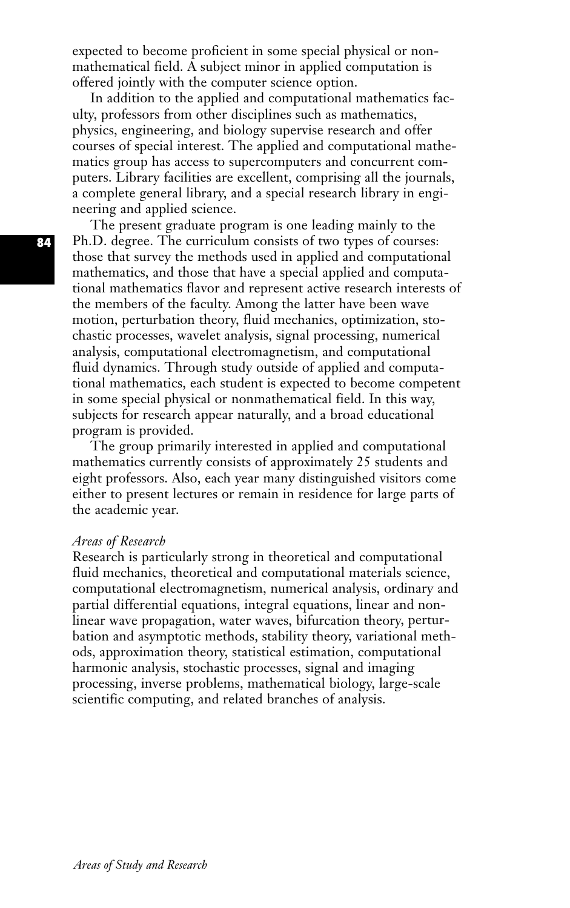expected to become proficient in some special physical or nonmathematical field. A subject minor in applied computation is offered jointly with the computer science option.

In addition to the applied and computational mathematics faculty, professors from other disciplines such as mathematics, physics, engineering, and biology supervise research and offer courses of special interest. The applied and computational mathematics group has access to supercomputers and concurrent computers. Library facilities are excellent, comprising all the journals, a complete general library, and a special research library in engineering and applied science.

The present graduate program is one leading mainly to the Ph.D. degree. The curriculum consists of two types of courses: those that survey the methods used in applied and computational mathematics, and those that have a special applied and computational mathematics flavor and represent active research interests of the members of the faculty. Among the latter have been wave motion, perturbation theory, fluid mechanics, optimization, stochastic processes, wavelet analysis, signal processing, numerical analysis, computational electromagnetism, and computational fluid dynamics. Through study outside of applied and computational mathematics, each student is expected to become competent in some special physical or nonmathematical field. In this way, subjects for research appear naturally, and a broad educational program is provided.

The group primarily interested in applied and computational mathematics currently consists of approximately 25 students and eight professors. Also, each year many distinguished visitors come either to present lectures or remain in residence for large parts of the academic year.

*Areas of Research*

Research is particularly strong in theoretical and computational fluid mechanics, theoretical and computational materials science, computational electromagnetism, numerical analysis, ordinary and partial differential equations, integral equations, linear and nonlinear wave propagation, water waves, bifurcation theory, perturbation and asymptotic methods, stability theory, variational methods, approximation theory, statistical estimation, computational harmonic analysis, stochastic processes, signal and imaging processing, inverse problems, mathematical biology, large-scale scientific computing, and related branches of analysis.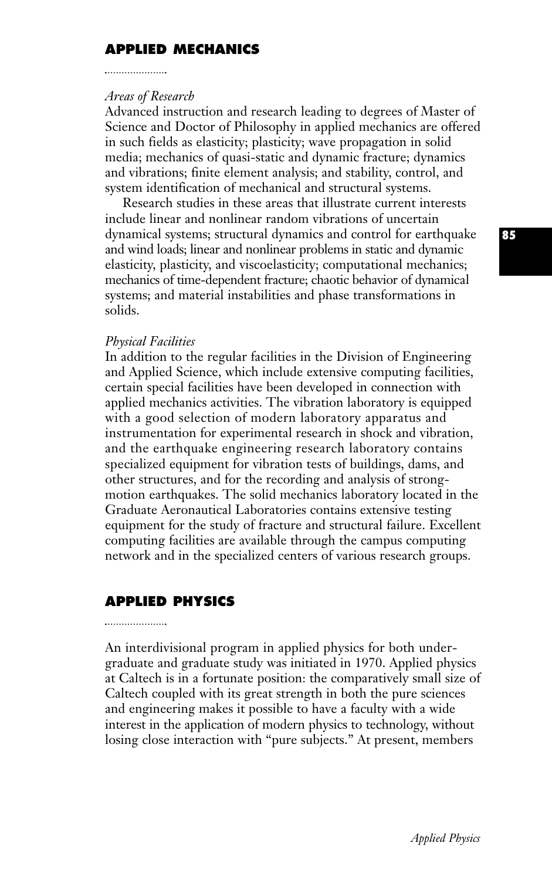## APPLIED MECHANICS

*Areas of Research*

Advanced instruction and research leading to degrees of Master of Science and Doctor of Philosophy in applied mechanics are offered in such fields as elasticity; plasticity; wave propagation in solid media; mechanics of quasi-static and dynamic fracture; dynamics and vibrations; finite element analysis; and stability, control, and system identification of mechanical and structural systems.

Research studies in these areas that illustrate current interests include linear and nonlinear random vibrations of uncertain dynamical systems; structural dynamics and control for earthquake and wind loads; linear and nonlinear problems in static and dynamic elasticity, plasticity, and viscoelasticity; computational mechanics; mechanics of time-dependent fracture; chaotic behavior of dynamical systems; and material instabilities and phase transformations in solids.

*Physical Facilities*

In addition to the regular facilities in the Division of Engineering and Applied Science, which include extensive computing facilities, certain special facilities have been developed in connection with applied mechanics activities. The vibration laboratory is equipped with a good selection of modern laboratory apparatus and instrumentation for experimental research in shock and vibration, and the earthquake engineering research laboratory contains specialized equipment for vibration tests of buildings, dams, and other structures, and for the recording and analysis of strong-motion earthquakes. The solid mechanics laboratory located in the Graduate Aeronautical Laboratories contains extensive testing equipment for the study of fracture and structural failure. Excellent computing facilities are available through the campus computing network and in the specialized centers of various research groups.

## APPLIED PHYSICS

An interdivisional program in applied physics for both undergraduate and graduate study was initiated in 1970. Applied physics at Caltech is in a fortunate position: the comparatively small size of Caltech coupled with its great strength in both the pure sciences and engineering makes it possible to have a faculty with a wide interest in the application of modern physics to technology, without losing close interaction with "pure subjects." At present, members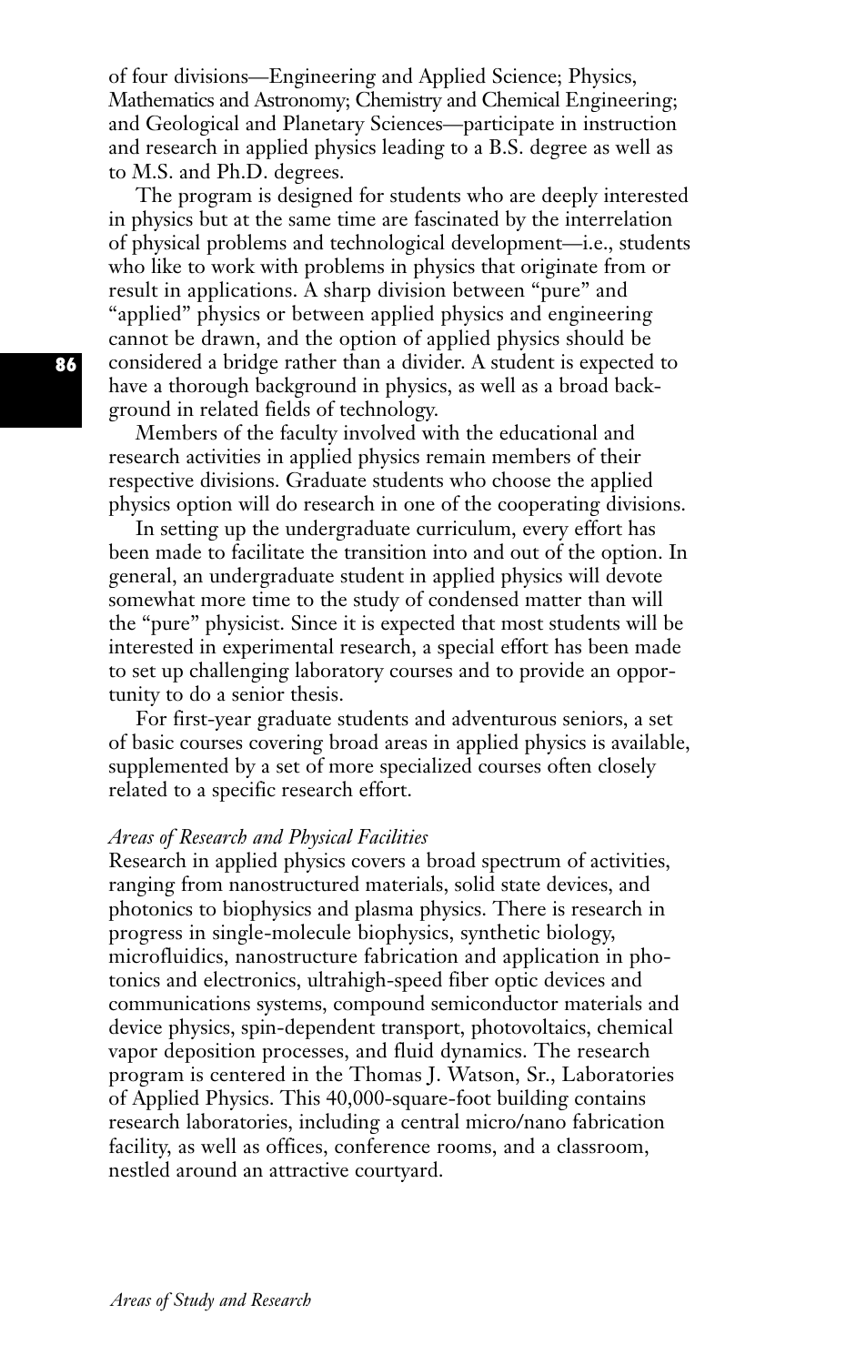of four divisions—Engineering and Applied Science; Physics, Mathematics and Astronomy; Chemistry and Chemical Engineering; and Geological and Planetary Sciences—participate in instruction and research in applied physics leading to a B.S. degree as well as to M.S. and Ph.D. degrees.

The program is designed for students who are deeply interested in physics but at the same time are fascinated by the interrelation of physical problems and technological development—i.e., students who like to work with problems in physics that originate from or result in applications. A sharp division between "pure" and "applied" physics or between applied physics and engineering cannot be drawn, and the option of applied physics should be considered a bridge rather than a divider. A student is expected to have a thorough background in physics, as well as a broad background in related fields of technology.

Members of the faculty involved with the educational and research activities in applied physics remain members of their respective divisions. Graduate students who choose the applied physics option will do research in one of the cooperating divisions.

In setting up the undergraduate curriculum, every effort has been made to facilitate the transition into and out of the option. In general, an undergraduate student in applied physics will devote somewhat more time to the study of condensed matter than will the "pure" physicist. Since it is expected that most students will be interested in experimental research, a special effort has been made to set up challenging laboratory courses and to provide an opportunity to do a senior thesis.

For first-year graduate students and adventurous seniors, a set of basic courses covering broad areas in applied physics is available, supplemented by a set of more specialized courses often closely related to a specific research effort.

*Areas of Research and Physical Facilities*

Research in applied physics covers a broad spectrum of activities, ranging from nanostructured materials, solid state devices, and photonics to biophysics and plasma physics. There is research in progress in single-molecule biophysics, synthetic biology, microfluidics, nanostructure fabrication and application in photonics and electronics, ultrahigh-speed fiber optic devices and communications systems, compound semiconductor materials and device physics, spin-dependent transport, photovoltaics, chemical vapor deposition processes, and fluid dynamics. The research program is centered in the Thomas J. Watson, Sr., Laboratories of Applied Physics. This 40,000-square-foot building contains research laboratories, including a central micro/nano fabrication facility, as well as offices, conference rooms, and a classroom, nestled around an attractive courtyard.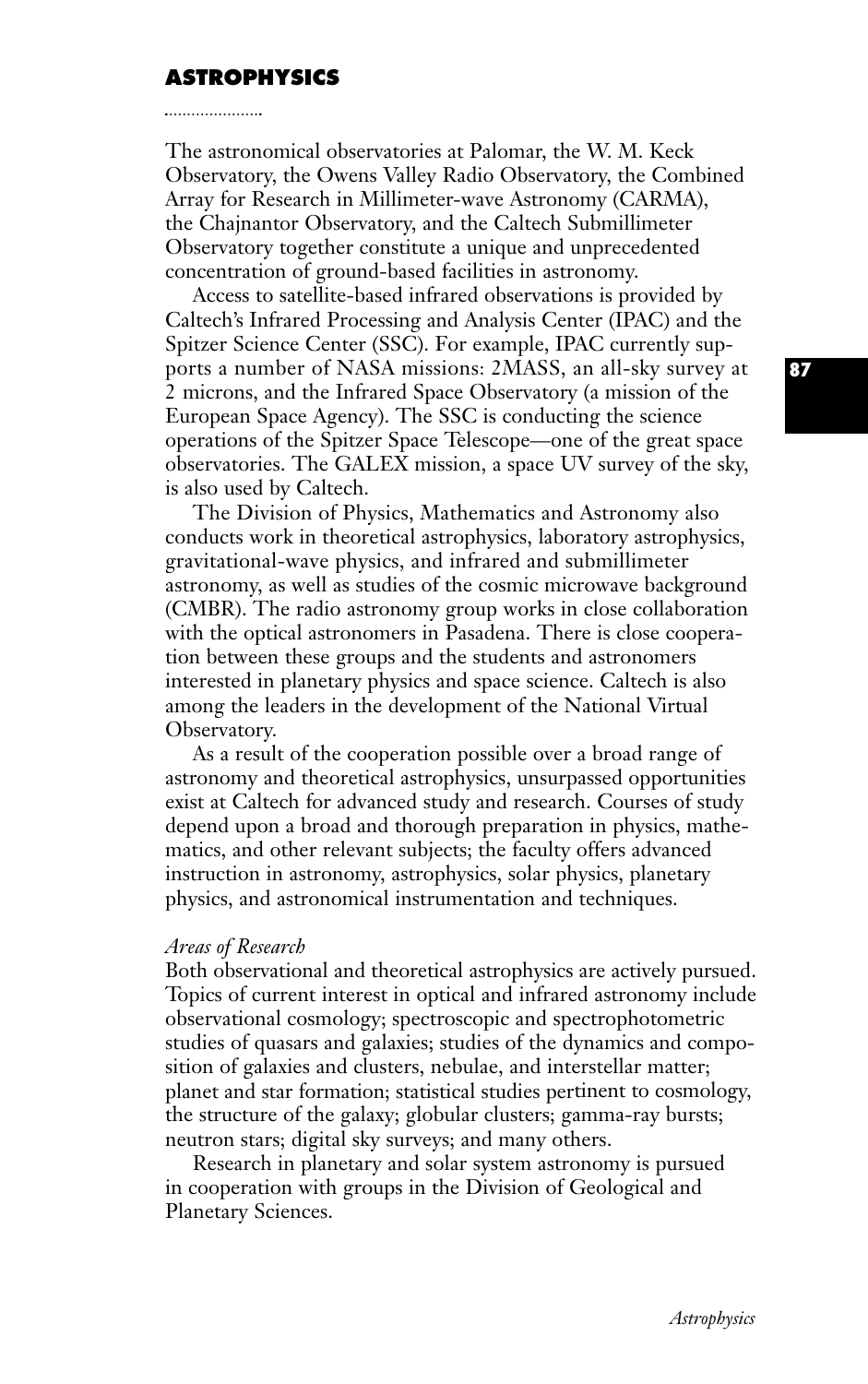## ASTROPHYSICS

The astronomical observatories at Palomar, the W. M. Keck Observatory, the Owens Valley Radio Observatory, the Combined Array for Research in Millimeter-wave Astronomy (CARMA), the Chajnantor Observatory, and the Caltech Submillimeter Observatory together constitute a unique and unprecedented concentration of ground-based facilities in astronomy.

Access to satellite-based infrared observations is provided by Caltech's Infrared Processing and Analysis Center (IPAC) and the Spitzer Science Center (SSC). For example, IPAC currently supports a number of NASA missions: 2MASS, an all-sky survey at 2 microns, and the Infrared Space Observatory (a mission of the European Space Agency). The SSC is conducting the science operations of the Spitzer Space Telescope—one of the great space observatories. The GALEX mission, a space UV survey of the sky, is also used by Caltech.

The Division of Physics, Mathematics and Astronomy also conducts work in theoretical astrophysics, laboratory astrophysics, gravitational-wave physics, and infrared and submillimeter astronomy, as well as studies of the cosmic microwave background (CMBR). The radio astronomy group works in close collaboration with the optical astronomers in Pasadena. There is close cooperation between these groups and the students and astronomers interested in planetary physics and space science. Caltech is also among the leaders in the development of the National Virtual Observatory.

As a result of the cooperation possible over a broad range of astronomy and theoretical astrophysics, unsurpassed opportunities exist at Caltech for advanced study and research. Courses of study depend upon a broad and thorough preparation in physics, mathematics, and other relevant subjects; the faculty offers advanced instruction in astronomy, astrophysics, solar physics, planetary physics, and astronomical instrumentation and techniques.

*Areas of Research*

Both observational and theoretical astrophysics are actively pursued. Topics of current interest in optical and infrared astronomy include observational cosmology; spectroscopic and spectrophotometric studies of quasars and galaxies; studies of the dynamics and composition of galaxies and clusters, nebulae, and interstellar matter; planet and star formation; statistical studies pertinent to cosmology, the structure of the galaxy; globular clusters; gamma-ray bursts; neutron stars; digital sky surveys; and many others.

Research in planetary and solar system astronomy is pursued in cooperation with groups in the Division of Geological and Planetary Sciences.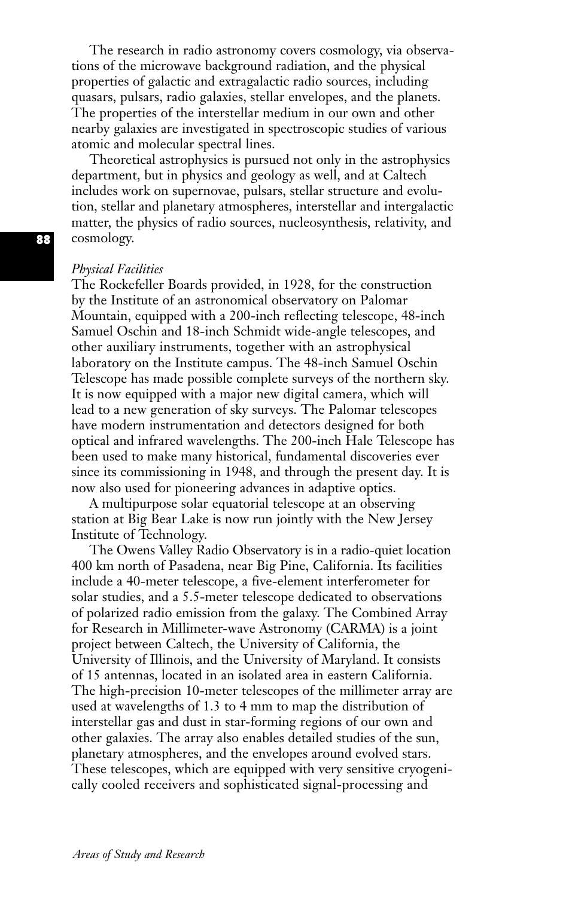The research in radio astronomy covers cosmology, via observations of the microwave background radiation, and the physical properties of galactic and extragalactic radio sources, including quasars, pulsars, radio galaxies, stellar envelopes, and the planets. The properties of the interstellar medium in our own and other nearby galaxies are investigated in spectroscopic studies of various atomic and molecular spectral lines.

Theoretical astrophysics is pursued not only in the astrophysics department, but in physics and geology as well, and at Caltech includes work on supernovae, pulsars, stellar structure and evolution, stellar and planetary atmospheres, interstellar and intergalactic matter, the physics of radio sources, nucleosynthesis, relativity, and cosmology.

*Physical Facilities*

The Rockefeller Boards provided, in 1928, for the construction by the Institute of an astronomical observatory on Palomar Mountain, equipped with a 200-inch reflecting telescope, 48-inch Samuel Oschin and 18-inch Schmidt wide-angle telescopes, and other auxiliary instruments, together with an astrophysical laboratory on the Institute campus. The 48-inch Samuel Oschin Telescope has made possible complete surveys of the northern sky. It is now equipped with a major new digital camera, which will lead to a new generation of sky surveys. The Palomar telescopes have modern instrumentation and detectors designed for both optical and infrared wavelengths. The 200-inch Hale Telescope has been used to make many historical, fundamental discoveries ever since its commissioning in 1948, and through the present day. It is now also used for pioneering advances in adaptive optics.

A multipurpose solar equatorial telescope at an observing station at Big Bear Lake is now run jointly with the New Jersey Institute of Technology.

The Owens Valley Radio Observatory is in a radio-quiet location 400 km north of Pasadena, near Big Pine, California. Its facilities include a 40-meter telescope, a five-element interferometer for solar studies, and a 5.5-meter telescope dedicated to observations of polarized radio emission from the galaxy. The Combined Array for Research in Millimeter-wave Astronomy (CARMA) is a joint project between Caltech, the University of California, the University of Illinois, and the University of Maryland. It consists of 15 antennas, located in an isolated area in eastern California. The high-precision 10-meter telescopes of the millimeter array are used at wavelengths of 1.3 to 4 mm to map the distribution of interstellar gas and dust in star-forming regions of our own and other galaxies. The array also enables detailed studies of the sun, planetary atmospheres, and the envelopes around evolved stars. These telescopes, which are equipped with very sensitive cryogenically cooled receivers and sophisticated signal-processing and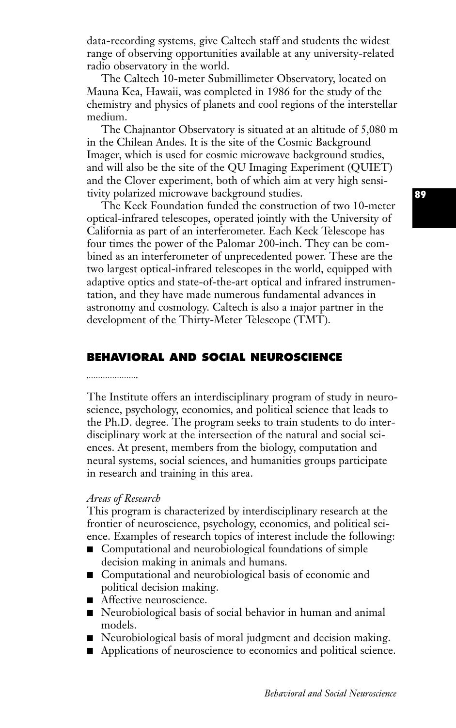data-recording systems, give Caltech staff and students the widest range of observing opportunities available at any university-related radio observatory in the world.

The Caltech 10-meter Submillimeter Observatory, located on Mauna Kea, Hawaii, was completed in 1986 for the study of the chemistry and physics of planets and cool regions of the interstellar medium.

The Chajnantor Observatory is situated at an altitude of 5,080 m in the Chilean Andes. It is the site of the Cosmic Background Imager, which is used for cosmic microwave background studies, and will also be the site of the QU Imaging Experiment (QUIET) and the Clover experiment, both of which aim at very high sensitivity polarized microwave background studies.

The Keck Foundation funded the construction of two 10-meter optical-infrared telescopes, operated jointly with the University of California as part of an interferometer. Each Keck Telescope has four times the power of the Palomar 200-inch. They can be combined as an interferometer of unprecedented power. These are the two largest optical-infrared telescopes in the world, equipped with adaptive optics and state-of-the-art optical and infrared instrumentation, and they have made numerous fundamental advances in astronomy and cosmology. Caltech is also a major partner in the development of the Thirty-Meter Telescope (TMT).

## BEHAVIORAL AND SOCIAL NEUROSCIENCE

The Institute offers an interdisciplinary program of study in neuroscience, psychology, economics, and political science that leads to the Ph.D. degree. The program seeks to train students to do interdisciplinary work at the intersection of the natural and social sciences. At present, members from the biology, computation and neural systems, social sciences, and humanities groups participate in research and training in this area.

*Areas of Research*

This program is characterized by interdisciplinary research at the frontier of neuroscience, psychology, economics, and political science. Examples of research topics of interest include the following:

- Computational and neurobiological foundations of simple decision making in animals and humans.
- Computational and neurobiological basis of economic and political decision making.
- Affective neuroscience.
- Neurobiological basis of social behavior in human and animal models.
- Neurobiological basis of moral judgment and decision making.
- Applications of neuroscience to economics and political science.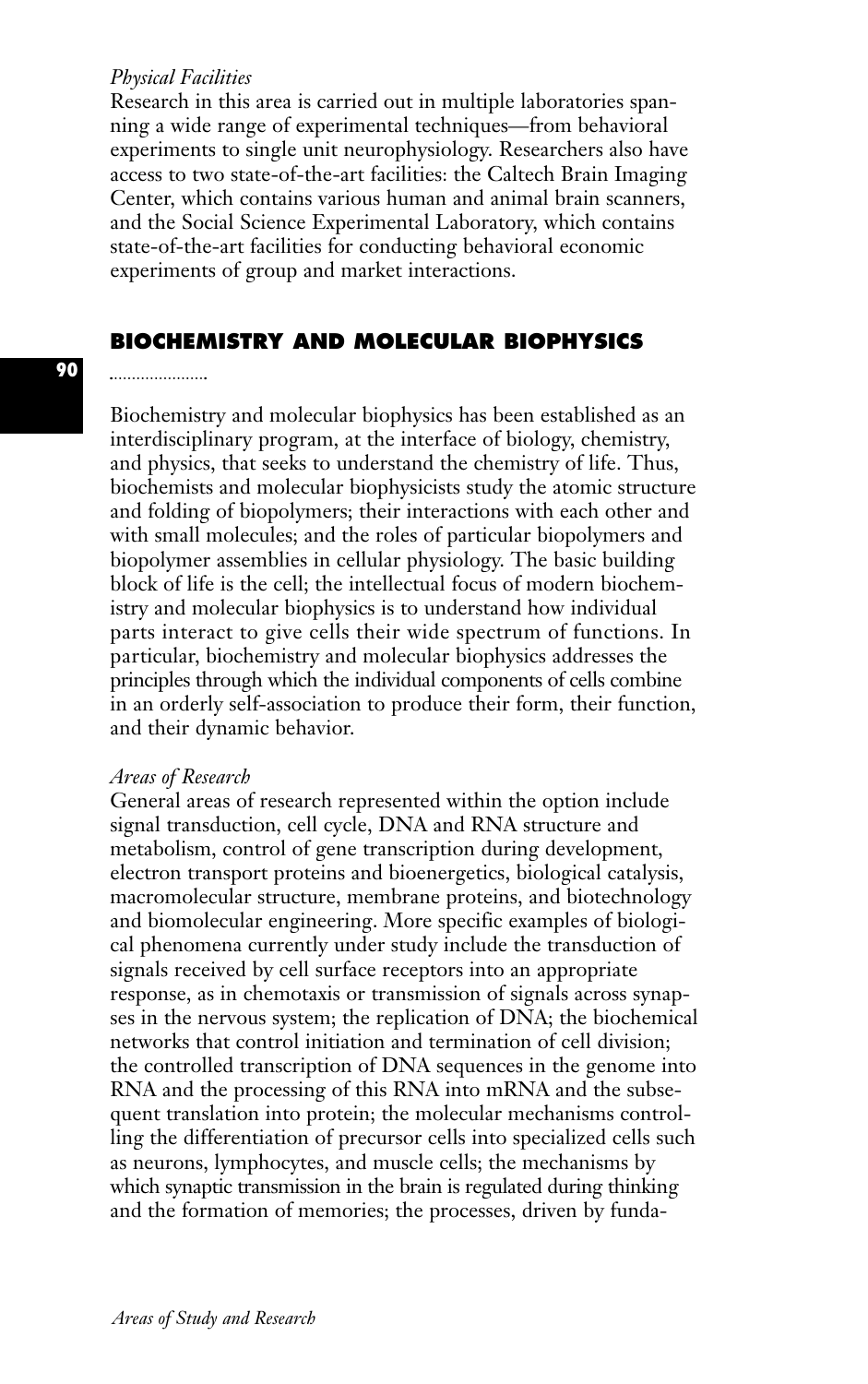*Physical Facilities*
Research in this area is carried out in multiple laboratories spanning a wide range of experimental techniques—from behavioral experiments to single unit neurophysiology. Researchers also have access to two state-of-the-art facilities: the Caltech Brain Imaging Center, which contains various human and animal brain scanners, and the Social Science Experimental Laboratory, which contains state-of-the-art facilities for conducting behavioral economic experiments of group and market interactions.

## BIOCHEMISTRY AND MOLECULAR BIOPHYSICS

Biochemistry and molecular biophysics has been established as an interdisciplinary program, at the interface of biology, chemistry, and physics, that seeks to understand the chemistry of life. Thus, biochemists and molecular biophysicists study the atomic structure and folding of biopolymers; their interactions with each other and with small molecules; and the roles of particular biopolymers and biopolymer assemblies in cellular physiology. The basic building block of life is the cell; the intellectual focus of modern biochemistry and molecular biophysics is to understand how individual parts interact to give cells their wide spectrum of functions. In particular, biochemistry and molecular biophysics addresses the principles through which the individual components of cells combine in an orderly self-association to produce their form, their function, and their dynamic behavior.

*Areas of Research*
General areas of research represented within the option include signal transduction, cell cycle, DNA and RNA structure and metabolism, control of gene transcription during development, electron transport proteins and bioenergetics, biological catalysis, macromolecular structure, membrane proteins, and biotechnology and biomolecular engineering. More specific examples of biological phenomena currently under study include the transduction of signals received by cell surface receptors into an appropriate response, as in chemotaxis or transmission of signals across synapses in the nervous system; the replication of DNA; the biochemical networks that control initiation and termination of cell division; the controlled transcription of DNA sequences in the genome into RNA and the processing of this RNA into mRNA and the subsequent translation into protein; the molecular mechanisms controlling the differentiation of precursor cells into specialized cells such as neurons, lymphocytes, and muscle cells; the mechanisms by which synaptic transmission in the brain is regulated during thinking and the formation of memories; the processes, driven by funda-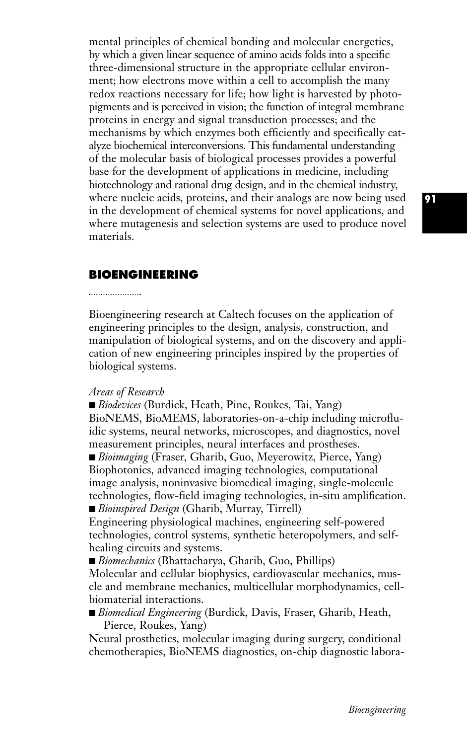mental principles of chemical bonding and molecular energetics, by which a given linear sequence of amino acids folds into a specific three-dimensional structure in the appropriate cellular environment; how electrons move within a cell to accomplish the many redox reactions necessary for life; how light is harvested by photopigments and is perceived in vision; the function of integral membrane proteins in energy and signal transduction processes; and the mechanisms by which enzymes both efficiently and specifically catalyze biochemical interconversions. This fundamental understanding of the molecular basis of biological processes provides a powerful base for the development of applications in medicine, including biotechnology and rational drug design, and in the chemical industry, where nucleic acids, proteins, and their analogs are now being used in the development of chemical systems for novel applications, and where mutagenesis and selection systems are used to produce novel materials.

## BIOENGINEERING

Bioengineering research at Caltech focuses on the application of engineering principles to the design, analysis, construction, and manipulation of biological systems, and on the discovery and application of new engineering principles inspired by the properties of biological systems.

*Areas of Research*

- *Biodevices* (Burdick, Heath, Pine, Roukes, Tai, Yang)
BioNEMS, BioMEMS, laboratories-on-a-chip including microfluidic systems, neural networks, microscopes, and diagnostics, novel measurement principles, neural interfaces and prostheses.
- *Bioimaging* (Fraser, Gharib, Guo, Meyerowitz, Pierce, Yang)
Biophotonics, advanced imaging technologies, computational image analysis, noninvasive biomedical imaging, single-molecule technologies, flow-field imaging technologies, in-situ amplification.
- *Bioinspired Design* (Gharib, Murray, Tirrell)
Engineering physiological machines, engineering self-powered technologies, control systems, synthetic heteropolymers, and self-healing circuits and systems.
- *Biomechanics* (Bhattacharya, Gharib, Guo, Phillips)
Molecular and cellular biophysics, cardiovascular mechanics, muscle and membrane mechanics, multicellular morphodynamics, cell-biomaterial interactions.
- *Biomedical Engineering* (Burdick, Davis, Fraser, Gharib, Heath, Pierce, Roukes, Yang)
Neural prosthetics, molecular imaging during surgery, conditional chemotherapies, BioNEMS diagnostics, on-chip diagnostic labora-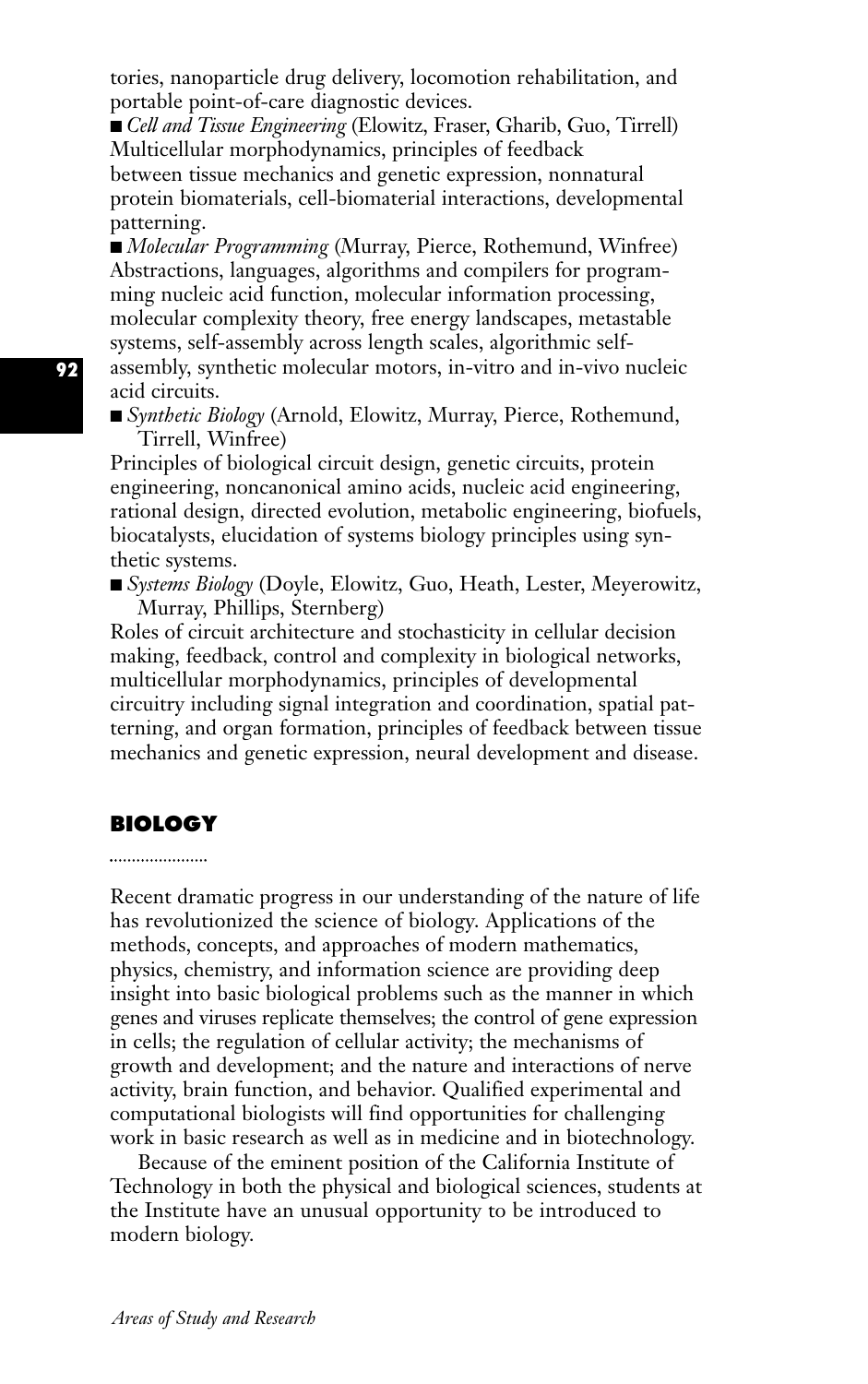tories, nanoparticle drug delivery, locomotion rehabilitation, and portable point-of-care diagnostic devices.

- *Cell and Tissue Engineering* (Elowitz, Fraser, Gharib, Guo, Tirrell) Multicellular morphodynamics, principles of feedback between tissue mechanics and genetic expression, nonnatural protein biomaterials, cell-biomaterial interactions, developmental patterning.
- *Molecular Programming* (Murray, Pierce, Rothemund, Winfree) Abstractions, languages, algorithms and compilers for programming nucleic acid function, molecular information processing, molecular complexity theory, free energy landscapes, metastable systems, self-assembly across length scales, algorithmic self-assembly, synthetic molecular motors, in-vitro and in-vivo nucleic acid circuits.
- *Synthetic Biology* (Arnold, Elowitz, Murray, Pierce, Rothemund, Tirrell, Winfree)

Principles of biological circuit design, genetic circuits, protein engineering, noncanonical amino acids, nucleic acid engineering, rational design, directed evolution, metabolic engineering, biofuels, biocatalysts, elucidation of systems biology principles using synthetic systems.

- *Systems Biology* (Doyle, Elowitz, Guo, Heath, Lester, Meyerowitz, Murray, Phillips, Sternberg)

Roles of circuit architecture and stochasticity in cellular decision making, feedback, control and complexity in biological networks, multicellular morphodynamics, principles of developmental circuitry including signal integration and coordination, spatial patterning, and organ formation, principles of feedback between tissue mechanics and genetic expression, neural development and disease.

## BIOLOGY

Recent dramatic progress in our understanding of the nature of life has revolutionized the science of biology. Applications of the methods, concepts, and approaches of modern mathematics, physics, chemistry, and information science are providing deep insight into basic biological problems such as the manner in which genes and viruses replicate themselves; the control of gene expression in cells; the regulation of cellular activity; the mechanisms of growth and development; and the nature and interactions of nerve activity, brain function, and behavior. Qualified experimental and computational biologists will find opportunities for challenging work in basic research as well as in medicine and in biotechnology.

Because of the eminent position of the California Institute of Technology in both the physical and biological sciences, students at the Institute have an unusual opportunity to be introduced to modern biology.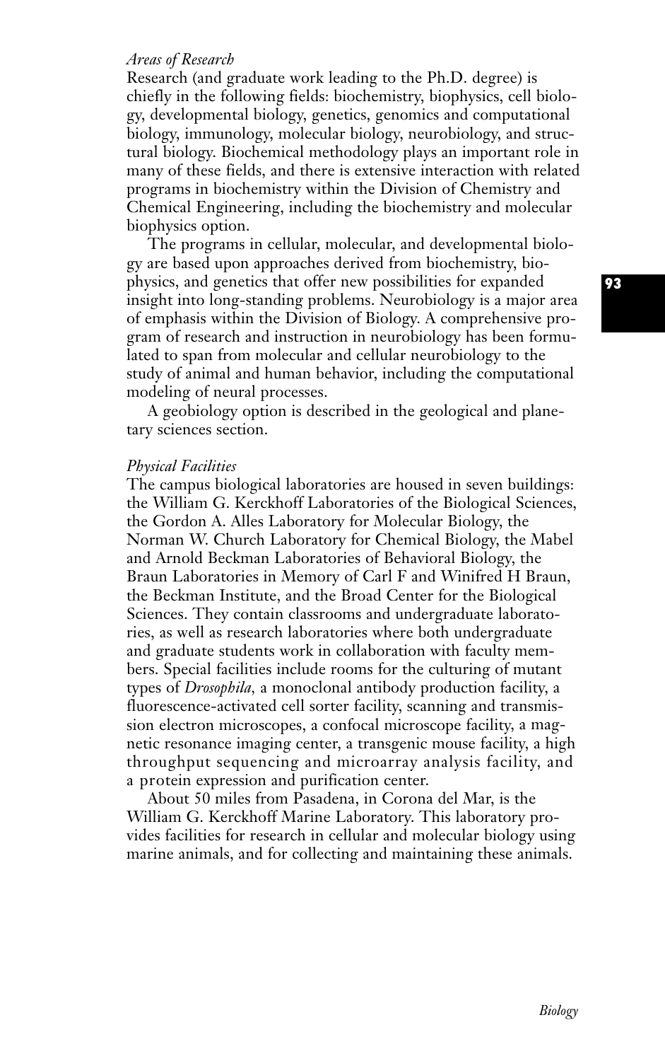*Areas of Research*

Research (and graduate work leading to the Ph.D. degree) is chiefly in the following fields: biochemistry, biophysics, cell biology, developmental biology, genetics, genomics and computational biology, immunology, molecular biology, neurobiology, and structural biology. Biochemical methodology plays an important role in many of these fields, and there is extensive interaction with related programs in biochemistry within the Division of Chemistry and Chemical Engineering, including the biochemistry and molecular biophysics option.

The programs in cellular, molecular, and developmental biology are based upon approaches derived from biochemistry, biophysics, and genetics that offer new possibilities for expanded insight into long-standing problems. Neurobiology is a major area of emphasis within the Division of Biology. A comprehensive program of research and instruction in neurobiology has been formulated to span from molecular and cellular neurobiology to the study of animal and human behavior, including the computational modeling of neural processes.

A geobiology option is described in the geological and planetary sciences section.

*Physical Facilities*

The campus biological laboratories are housed in seven buildings: the William G. Kerckhoff Laboratories of the Biological Sciences, the Gordon A. Alles Laboratory for Molecular Biology, the Norman W. Church Laboratory for Chemical Biology, the Mabel and Arnold Beckman Laboratories of Behavioral Biology, the Braun Laboratories in Memory of Carl F and Winifred H Braun, the Beckman Institute, and the Broad Center for the Biological Sciences. They contain classrooms and undergraduate laboratories, as well as research laboratories where both undergraduate and graduate students work in collaboration with faculty members. Special facilities include rooms for the culturing of mutant types of *Drosophila*, a monoclonal antibody production facility, a fluorescence-activated cell sorter facility, scanning and transmission electron microscopes, a confocal microscope facility, a magnetic resonance imaging center, a transgenic mouse facility, a high throughput sequencing and microarray analysis facility, and a protein expression and purification center.

About 50 miles from Pasadena, in Corona del Mar, is the William G. Kerckhoff Marine Laboratory. This laboratory provides facilities for research in cellular and molecular biology using marine animals, and for collecting and maintaining these animals.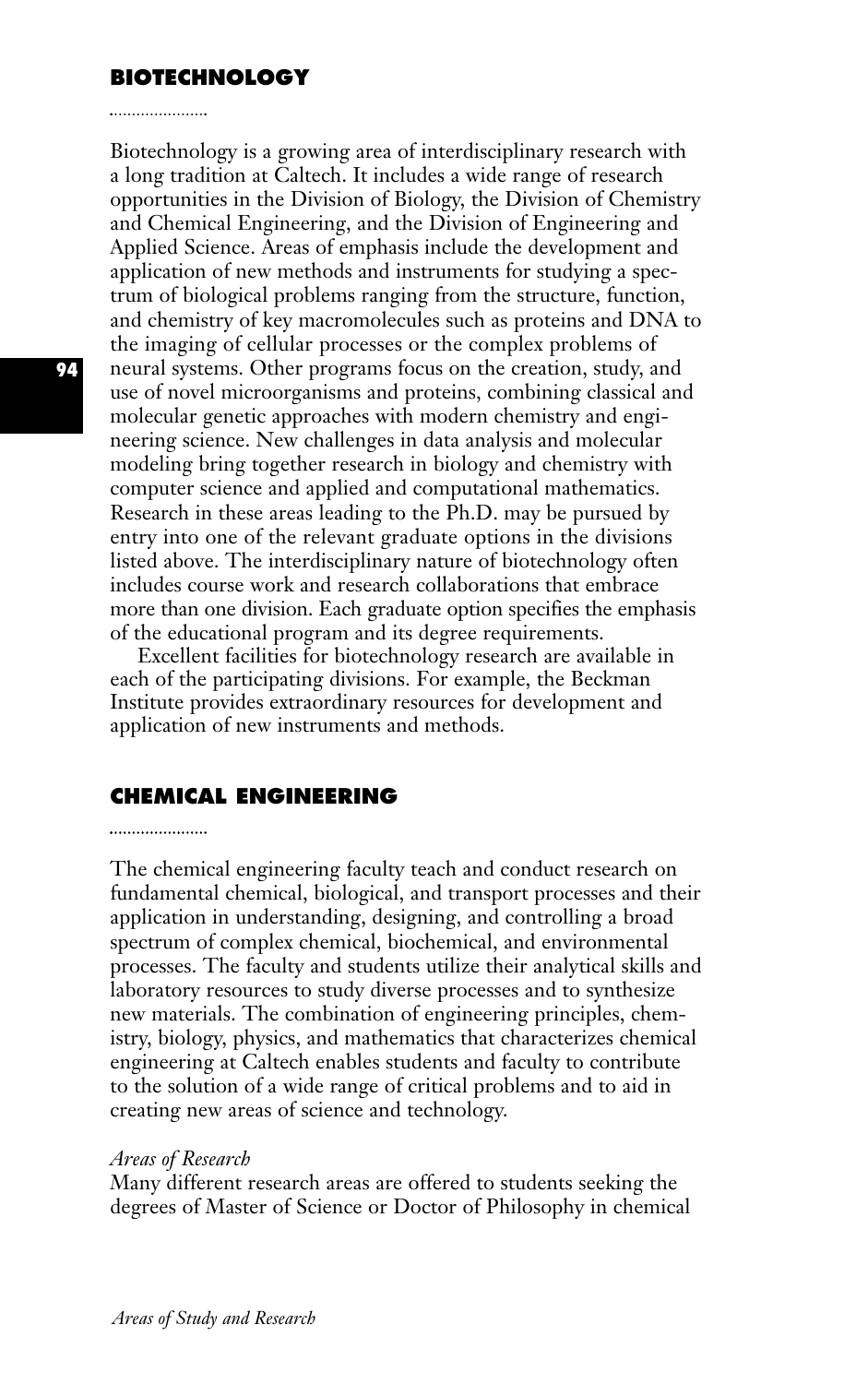## BIOTECHNOLOGY

Biotechnology is a growing area of interdisciplinary research with a long tradition at Caltech. It includes a wide range of research opportunities in the Division of Biology, the Division of Chemistry and Chemical Engineering, and the Division of Engineering and Applied Science. Areas of emphasis include the development and application of new methods and instruments for studying a spectrum of biological problems ranging from the structure, function, and chemistry of key macromolecules such as proteins and DNA to the imaging of cellular processes or the complex problems of neural systems. Other programs focus on the creation, study, and use of novel microorganisms and proteins, combining classical and molecular genetic approaches with modern chemistry and engineering science. New challenges in data analysis and molecular modeling bring together research in biology and chemistry with computer science and applied and computational mathematics. Research in these areas leading to the Ph.D. may be pursued by entry into one of the relevant graduate options in the divisions listed above. The interdisciplinary nature of biotechnology often includes course work and research collaborations that embrace more than one division. Each graduate option specifies the emphasis of the educational program and its degree requirements.

Excellent facilities for biotechnology research are available in each of the participating divisions. For example, the Beckman Institute provides extraordinary resources for development and application of new instruments and methods.

## CHEMICAL ENGINEERING

The chemical engineering faculty teach and conduct research on fundamental chemical, biological, and transport processes and their application in understanding, designing, and controlling a broad spectrum of complex chemical, biochemical, and environmental processes. The faculty and students utilize their analytical skills and laboratory resources to study diverse processes and to synthesize new materials. The combination of engineering principles, chemistry, biology, physics, and mathematics that characterizes chemical engineering at Caltech enables students and faculty to contribute to the solution of a wide range of critical problems and to aid in creating new areas of science and technology.

*Areas of Research*

Many different research areas are offered to students seeking the degrees of Master of Science or Doctor of Philosophy in chemical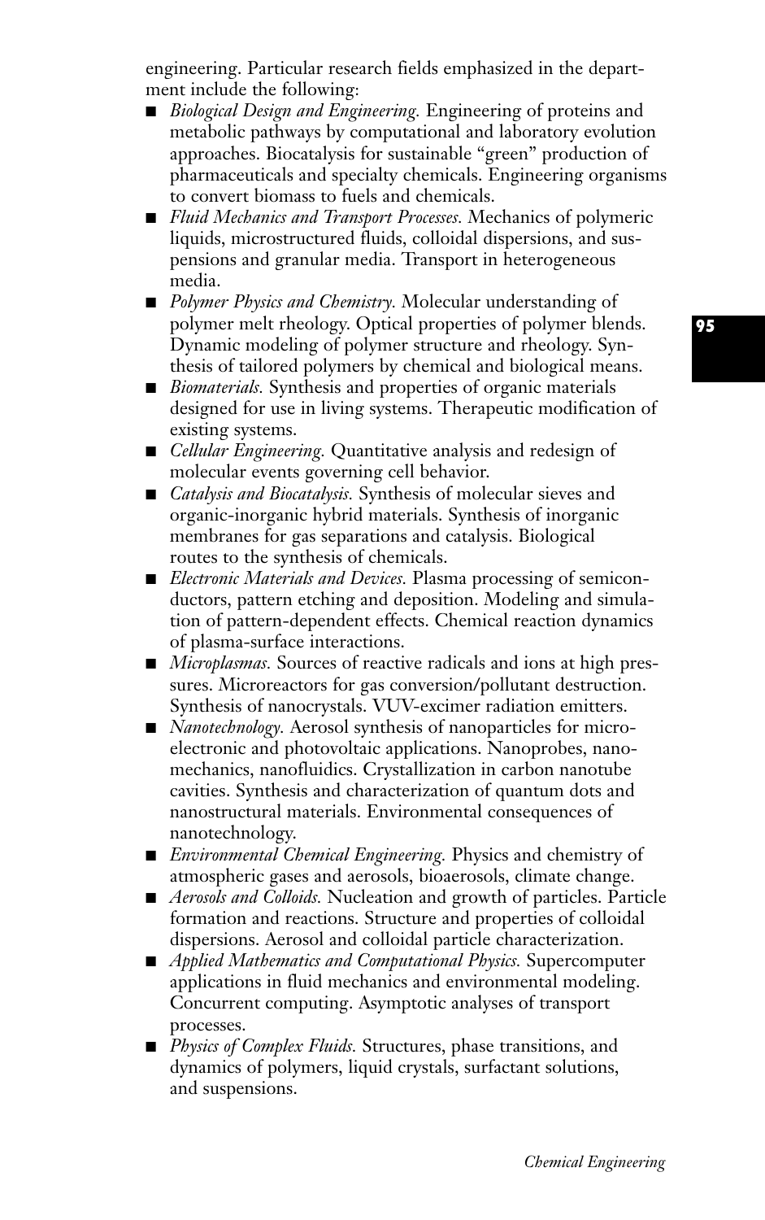engineering. Particular research fields emphasized in the department include the following:

- *Biological Design and Engineering.* Engineering of proteins and metabolic pathways by computational and laboratory evolution approaches. Biocatalysis for sustainable "green" production of pharmaceuticals and specialty chemicals. Engineering organisms to convert biomass to fuels and chemicals.
- *Fluid Mechanics and Transport Processes.* Mechanics of polymeric liquids, microstructured fluids, colloidal dispersions, and suspensions and granular media. Transport in heterogeneous media.
- *Polymer Physics and Chemistry.* Molecular understanding of polymer melt rheology. Optical properties of polymer blends. Dynamic modeling of polymer structure and rheology. Synthesis of tailored polymers by chemical and biological means.
- *Biomaterials.* Synthesis and properties of organic materials designed for use in living systems. Therapeutic modification of existing systems.
- *Cellular Engineering.* Quantitative analysis and redesign of molecular events governing cell behavior.
- *Catalysis and Biocatalysis.* Synthesis of molecular sieves and organic-inorganic hybrid materials. Synthesis of inorganic membranes for gas separations and catalysis. Biological routes to the synthesis of chemicals.
- *Electronic Materials and Devices.* Plasma processing of semiconductors, pattern etching and deposition. Modeling and simulation of pattern-dependent effects. Chemical reaction dynamics of plasma-surface interactions.
- *Microplasmas.* Sources of reactive radicals and ions at high pressures. Microreactors for gas conversion/pollutant destruction. Synthesis of nanocrystals. VUV-excimer radiation emitters.
- *Nanotechnology.* Aerosol synthesis of nanoparticles for microelectronic and photovoltaic applications. Nanoprobes, nanomechanics, nanofluidics. Crystallization in carbon nanotube cavities. Synthesis and characterization of quantum dots and nanostructural materials. Environmental consequences of nanotechnology.
- *Environmental Chemical Engineering.* Physics and chemistry of atmospheric gases and aerosols, bioaerosols, climate change.
- *Aerosols and Colloids.* Nucleation and growth of particles. Particle formation and reactions. Structure and properties of colloidal dispersions. Aerosol and colloidal particle characterization.
- *Applied Mathematics and Computational Physics.* Supercomputer applications in fluid mechanics and environmental modeling. Concurrent computing. Asymptotic analyses of transport processes.
- *Physics of Complex Fluids.* Structures, phase transitions, and dynamics of polymers, liquid crystals, surfactant solutions, and suspensions.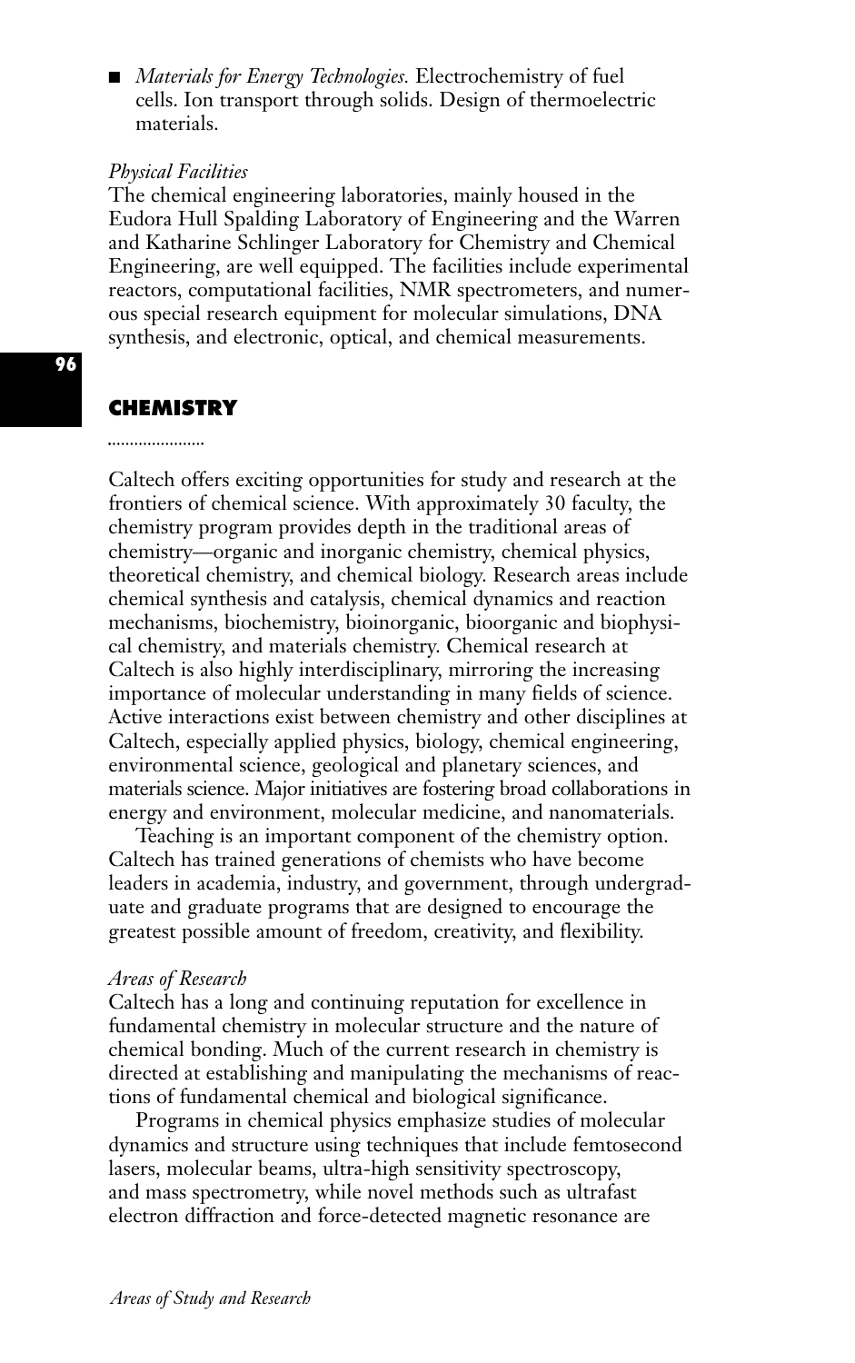- *Materials for Energy Technologies.* Electrochemistry of fuel cells. Ion transport through solids. Design of thermoelectric materials.

*Physical Facilities*

The chemical engineering laboratories, mainly housed in the Eudora Hull Spalding Laboratory of Engineering and the Warren and Katharine Schlinger Laboratory for Chemistry and Chemical Engineering, are well equipped. The facilities include experimental reactors, computational facilities, NMR spectrometers, and numerous special research equipment for molecular simulations, DNA synthesis, and electronic, optical, and chemical measurements.

## CHEMISTRY

Caltech offers exciting opportunities for study and research at the frontiers of chemical science. With approximately 30 faculty, the chemistry program provides depth in the traditional areas of chemistry—organic and inorganic chemistry, chemical physics, theoretical chemistry, and chemical biology. Research areas include chemical synthesis and catalysis, chemical dynamics and reaction mechanisms, biochemistry, bioinorganic, bioorganic and biophysical chemistry, and materials chemistry. Chemical research at Caltech is also highly interdisciplinary, mirroring the increasing importance of molecular understanding in many fields of science. Active interactions exist between chemistry and other disciplines at Caltech, especially applied physics, biology, chemical engineering, environmental science, geological and planetary sciences, and materials science. Major initiatives are fostering broad collaborations in energy and environment, molecular medicine, and nanomaterials.

Teaching is an important component of the chemistry option. Caltech has trained generations of chemists who have become leaders in academia, industry, and government, through undergraduate and graduate programs that are designed to encourage the greatest possible amount of freedom, creativity, and flexibility.

*Areas of Research*

Caltech has a long and continuing reputation for excellence in fundamental chemistry in molecular structure and the nature of chemical bonding. Much of the current research in chemistry is directed at establishing and manipulating the mechanisms of reactions of fundamental chemical and biological significance.

Programs in chemical physics emphasize studies of molecular dynamics and structure using techniques that include femtosecond lasers, molecular beams, ultra-high sensitivity spectroscopy, and mass spectrometry, while novel methods such as ultrafast electron diffraction and force-detected magnetic resonance are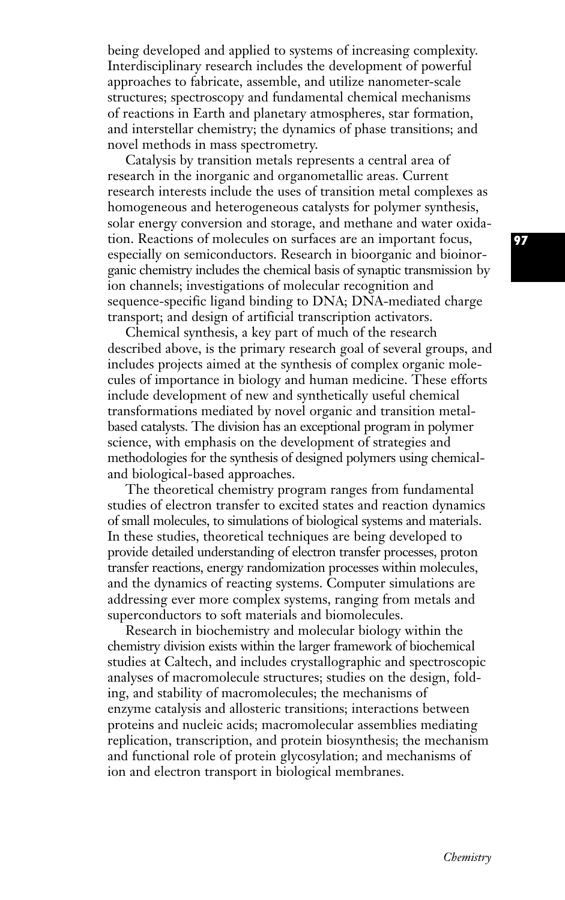being developed and applied to systems of increasing complexity. Interdisciplinary research includes the development of powerful approaches to fabricate, assemble, and utilize nanometer-scale structures; spectroscopy and fundamental chemical mechanisms of reactions in Earth and planetary atmospheres, star formation, and interstellar chemistry; the dynamics of phase transitions; and novel methods in mass spectrometry.

Catalysis by transition metals represents a central area of research in the inorganic and organometallic areas. Current research interests include the uses of transition metal complexes as homogeneous and heterogeneous catalysts for polymer synthesis, solar energy conversion and storage, and methane and water oxidation. Reactions of molecules on surfaces are an important focus, especially on semiconductors. Research in bioorganic and bioinorganic chemistry includes the chemical basis of synaptic transmission by ion channels; investigations of molecular recognition and sequence-specific ligand binding to DNA; DNA-mediated charge transport; and design of artificial transcription activators.

Chemical synthesis, a key part of much of the research described above, is the primary research goal of several groups, and includes projects aimed at the synthesis of complex organic molecules of importance in biology and human medicine. These efforts include development of new and synthetically useful chemical transformations mediated by novel organic and transition metal-based catalysts. The division has an exceptional program in polymer science, with emphasis on the development of strategies and methodologies for the synthesis of designed polymers using chemical- and biological-based approaches.

The theoretical chemistry program ranges from fundamental studies of electron transfer to excited states and reaction dynamics of small molecules, to simulations of biological systems and materials. In these studies, theoretical techniques are being developed to provide detailed understanding of electron transfer processes, proton transfer reactions, energy randomization processes within molecules, and the dynamics of reacting systems. Computer simulations are addressing ever more complex systems, ranging from metals and superconductors to soft materials and biomolecules.

Research in biochemistry and molecular biology within the chemistry division exists within the larger framework of biochemical studies at Caltech, and includes crystallographic and spectroscopic analyses of macromolecule structures; studies on the design, folding, and stability of macromolecules; the mechanisms of enzyme catalysis and allosteric transitions; interactions between proteins and nucleic acids; macromolecular assemblies mediating replication, transcription, and protein biosynthesis; the mechanism and functional role of protein glycosylation; and mechanisms of ion and electron transport in biological membranes.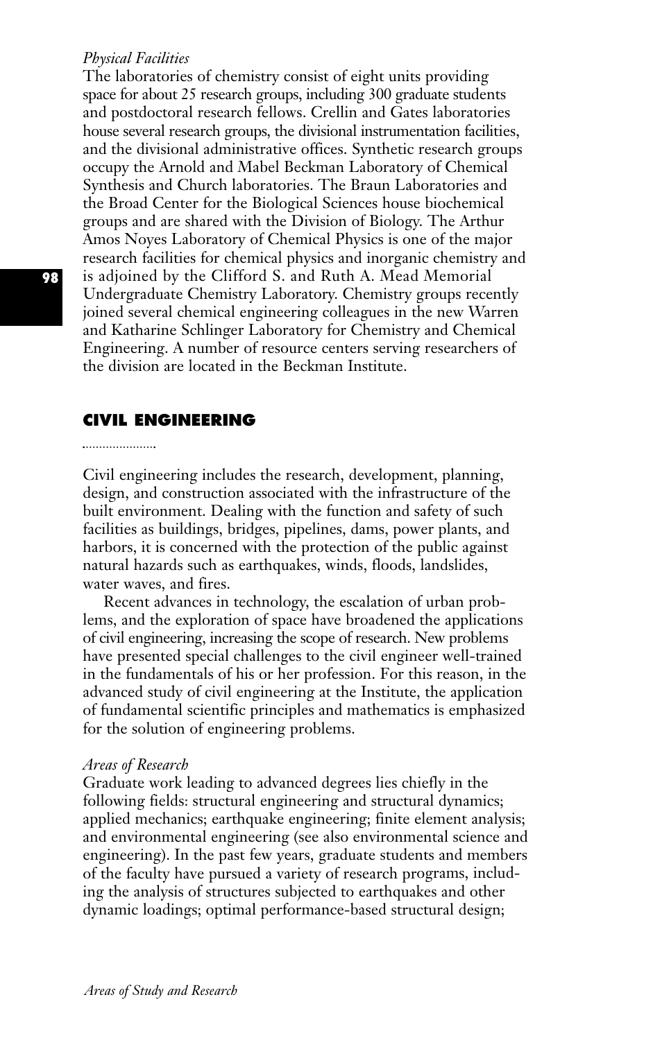*Physical Facilities*

The laboratories of chemistry consist of eight units providing space for about 25 research groups, including 300 graduate students and postdoctoral research fellows. Crellin and Gates laboratories house several research groups, the divisional instrumentation facilities, and the divisional administrative offices. Synthetic research groups occupy the Arnold and Mabel Beckman Laboratory of Chemical Synthesis and Church laboratories. The Braun Laboratories and the Broad Center for the Biological Sciences house biochemical groups and are shared with the Division of Biology. The Arthur Amos Noyes Laboratory of Chemical Physics is one of the major research facilities for chemical physics and inorganic chemistry and is adjoined by the Clifford S. and Ruth A. Mead Memorial Undergraduate Chemistry Laboratory. Chemistry groups recently joined several chemical engineering colleagues in the new Warren and Katharine Schlinger Laboratory for Chemistry and Chemical Engineering. A number of resource centers serving researchers of the division are located in the Beckman Institute.

## CIVIL ENGINEERING

Civil engineering includes the research, development, planning, design, and construction associated with the infrastructure of the built environment. Dealing with the function and safety of such facilities as buildings, bridges, pipelines, dams, power plants, and harbors, it is concerned with the protection of the public against natural hazards such as earthquakes, winds, floods, landslides, water waves, and fires.

Recent advances in technology, the escalation of urban problems, and the exploration of space have broadened the applications of civil engineering, increasing the scope of research. New problems have presented special challenges to the civil engineer well-trained in the fundamentals of his or her profession. For this reason, in the advanced study of civil engineering at the Institute, the application of fundamental scientific principles and mathematics is emphasized for the solution of engineering problems.

*Areas of Research*

Graduate work leading to advanced degrees lies chiefly in the following fields: structural engineering and structural dynamics; applied mechanics; earthquake engineering; finite element analysis; and environmental engineering (see also environmental science and engineering). In the past few years, graduate students and members of the faculty have pursued a variety of research programs, including the analysis of structures subjected to earthquakes and other dynamic loadings; optimal performance-based structural design;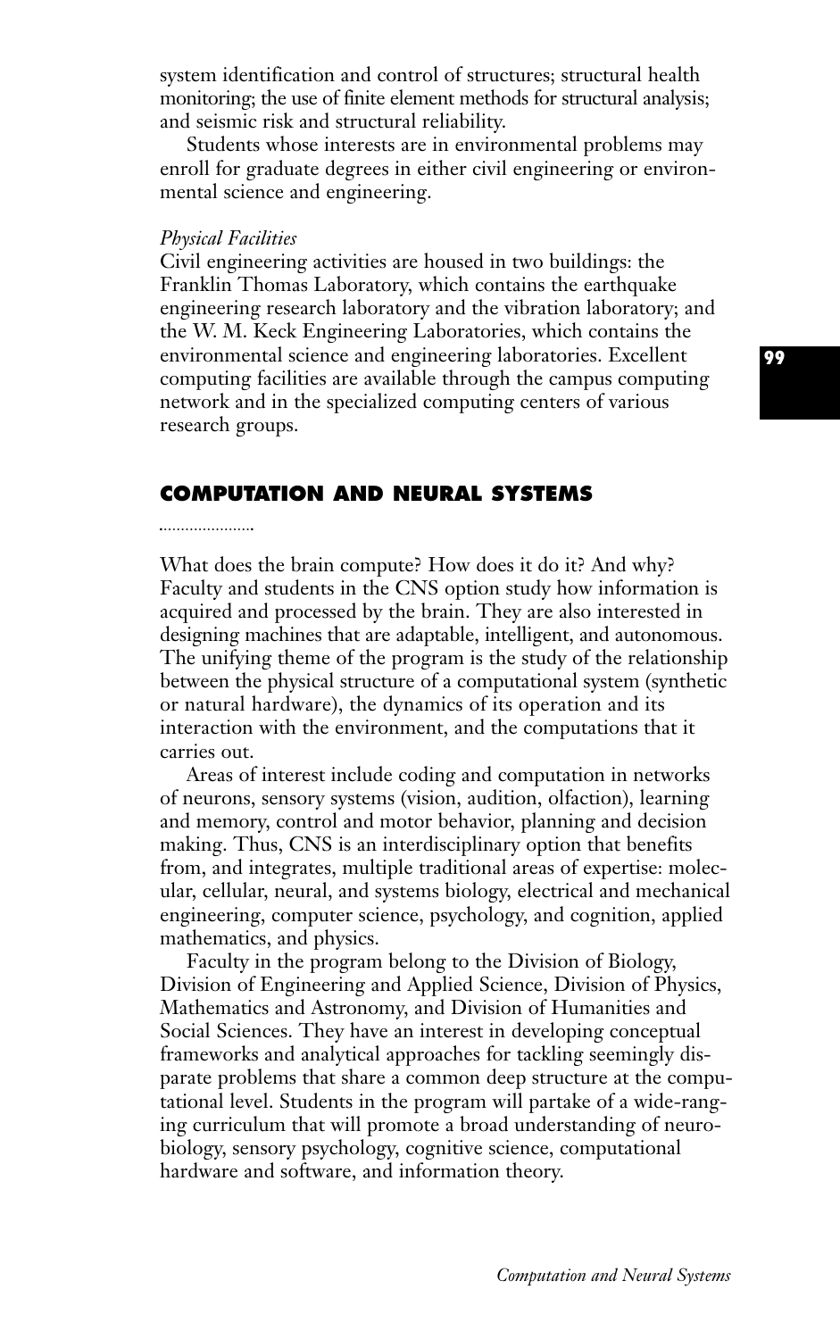system identification and control of structures; structural health monitoring; the use of finite element methods for structural analysis; and seismic risk and structural reliability.

Students whose interests are in environmental problems may enroll for graduate degrees in either civil engineering or environmental science and engineering.

*Physical Facilities*

Civil engineering activities are housed in two buildings: the Franklin Thomas Laboratory, which contains the earthquake engineering research laboratory and the vibration laboratory; and the W. M. Keck Engineering Laboratories, which contains the environmental science and engineering laboratories. Excellent computing facilities are available through the campus computing network and in the specialized computing centers of various research groups.

## COMPUTATION AND NEURAL SYSTEMS

What does the brain compute? How does it do it? And why? Faculty and students in the CNS option study how information is acquired and processed by the brain. They are also interested in designing machines that are adaptable, intelligent, and autonomous. The unifying theme of the program is the study of the relationship between the physical structure of a computational system (synthetic or natural hardware), the dynamics of its operation and its interaction with the environment, and the computations that it carries out.

Areas of interest include coding and computation in networks of neurons, sensory systems (vision, audition, olfaction), learning and memory, control and motor behavior, planning and decision making. Thus, CNS is an interdisciplinary option that benefits from, and integrates, multiple traditional areas of expertise: molecular, cellular, neural, and systems biology, electrical and mechanical engineering, computer science, psychology, and cognition, applied mathematics, and physics.

Faculty in the program belong to the Division of Biology, Division of Engineering and Applied Science, Division of Physics, Mathematics and Astronomy, and Division of Humanities and Social Sciences. They have an interest in developing conceptual frameworks and analytical approaches for tackling seemingly disparate problems that share a common deep structure at the computational level. Students in the program will partake of a wide-ranging curriculum that will promote a broad understanding of neurobiology, sensory psychology, cognitive science, computational hardware and software, and information theory.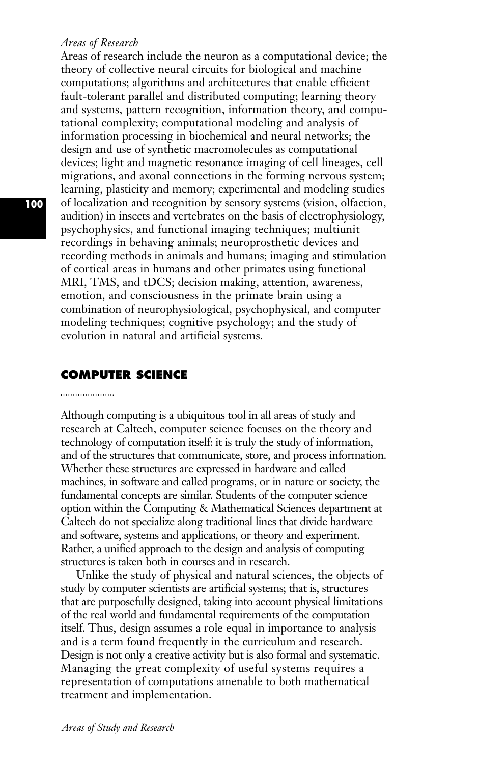*Areas of Research*

Areas of research include the neuron as a computational device; the theory of collective neural circuits for biological and machine computations; algorithms and architectures that enable efficient fault-tolerant parallel and distributed computing; learning theory and systems, pattern recognition, information theory, and computational complexity; computational modeling and analysis of information processing in biochemical and neural networks; the design and use of synthetic macromolecules as computational devices; light and magnetic resonance imaging of cell lineages, cell migrations, and axonal connections in the forming nervous system; learning, plasticity and memory; experimental and modeling studies of localization and recognition by sensory systems (vision, olfaction, audition) in insects and vertebrates on the basis of electrophysiology, psychophysics, and functional imaging techniques; multiunit recordings in behaving animals; neuroprosthetic devices and recording methods in animals and humans; imaging and stimulation of cortical areas in humans and other primates using functional MRI, TMS, and tDCS; decision making, attention, awareness, emotion, and consciousness in the primate brain using a combination of neurophysiological, psychophysical, and computer modeling techniques; cognitive psychology; and the study of evolution in natural and artificial systems.

## COMPUTER SCIENCE

Although computing is a ubiquitous tool in all areas of study and research at Caltech, computer science focuses on the theory and technology of computation itself: it is truly the study of information, and of the structures that communicate, store, and process information. Whether these structures are expressed in hardware and called machines, in software and called programs, or in nature or society, the fundamental concepts are similar. Students of the computer science option within the Computing & Mathematical Sciences department at Caltech do not specialize along traditional lines that divide hardware and software, systems and applications, or theory and experiment. Rather, a unified approach to the design and analysis of computing structures is taken both in courses and in research.

Unlike the study of physical and natural sciences, the objects of study by computer scientists are artificial systems; that is, structures that are purposefully designed, taking into account physical limitations of the real world and fundamental requirements of the computation itself. Thus, design assumes a role equal in importance to analysis and is a term found frequently in the curriculum and research. Design is not only a creative activity but is also formal and systematic. Managing the great complexity of useful systems requires a representation of computations amenable to both mathematical treatment and implementation.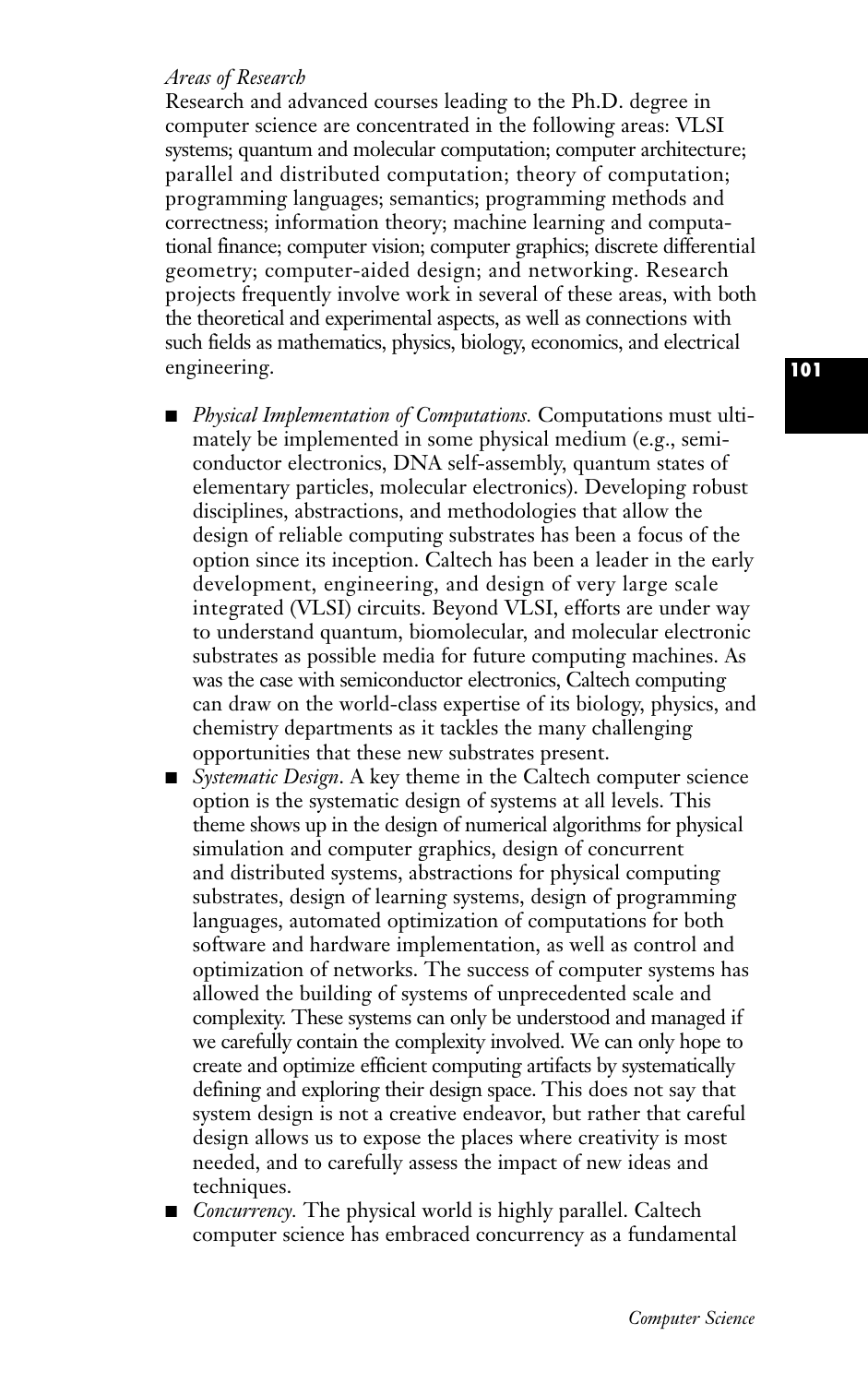*Areas of Research*

Research and advanced courses leading to the Ph.D. degree in computer science are concentrated in the following areas: VLSI systems; quantum and molecular computation; computer architecture; parallel and distributed computation; theory of computation; programming languages; semantics; programming methods and correctness; information theory; machine learning and computational finance; computer vision; computer graphics; discrete differential geometry; computer-aided design; and networking. Research projects frequently involve work in several of these areas, with both the theoretical and experimental aspects, as well as connections with such fields as mathematics, physics, biology, economics, and electrical engineering.

- *Physical Implementation of Computations.* Computations must ultimately be implemented in some physical medium (e.g., semiconductor electronics, DNA self-assembly, quantum states of elementary particles, molecular electronics). Developing robust disciplines, abstractions, and methodologies that allow the design of reliable computing substrates has been a focus of the option since its inception. Caltech has been a leader in the early development, engineering, and design of very large scale integrated (VLSI) circuits. Beyond VLSI, efforts are under way to understand quantum, biomolecular, and molecular electronic substrates as possible media for future computing machines. As was the case with semiconductor electronics, Caltech computing can draw on the world-class expertise of its biology, physics, and chemistry departments as it tackles the many challenging opportunities that these new substrates present.
- *Systematic Design.* A key theme in the Caltech computer science option is the systematic design of systems at all levels. This theme shows up in the design of numerical algorithms for physical simulation and computer graphics, design of concurrent and distributed systems, abstractions for physical computing substrates, design of learning systems, design of programming languages, automated optimization of computations for both software and hardware implementation, as well as control and optimization of networks. The success of computer systems has allowed the building of systems of unprecedented scale and complexity. These systems can only be understood and managed if we carefully contain the complexity involved. We can only hope to create and optimize efficient computing artifacts by systematically defining and exploring their design space. This does not say that system design is not a creative endeavor, but rather that careful design allows us to expose the places where creativity is most needed, and to carefully assess the impact of new ideas and techniques.
- *Concurrency.* The physical world is highly parallel. Caltech computer science has embraced concurrency as a fundamental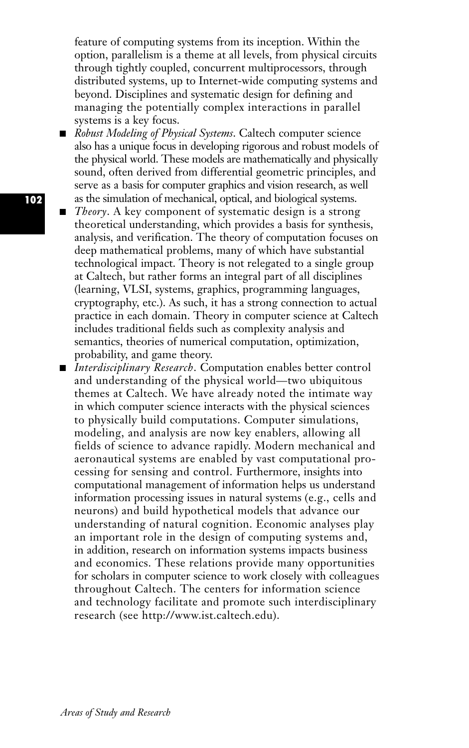feature of computing systems from its inception. Within the option, parallelism is a theme at all levels, from physical circuits through tightly coupled, concurrent multiprocessors, through distributed systems, up to Internet-wide computing systems and beyond. Disciplines and systematic design for defining and managing the potentially complex interactions in parallel systems is a key focus.

- *Robust Modeling of Physical Systems*. Caltech computer science also has a unique focus in developing rigorous and robust models of the physical world. These models are mathematically and physically sound, often derived from differential geometric principles, and serve as a basis for computer graphics and vision research, as well as the simulation of mechanical, optical, and biological systems.
- *Theory*. A key component of systematic design is a strong theoretical understanding, which provides a basis for synthesis, analysis, and verification. The theory of computation focuses on deep mathematical problems, many of which have substantial technological impact. Theory is not relegated to a single group at Caltech, but rather forms an integral part of all disciplines (learning, VLSI, systems, graphics, programming languages, cryptography, etc.). As such, it has a strong connection to actual practice in each domain. Theory in computer science at Caltech includes traditional fields such as complexity analysis and semantics, theories of numerical computation, optimization, probability, and game theory.
- *Interdisciplinary Research*. Computation enables better control and understanding of the physical world—two ubiquitous themes at Caltech. We have already noted the intimate way in which computer science interacts with the physical sciences to physically build computations. Computer simulations, modeling, and analysis are now key enablers, allowing all fields of science to advance rapidly. Modern mechanical and aeronautical systems are enabled by vast computational processing for sensing and control. Furthermore, insights into computational management of information helps us understand information processing issues in natural systems (e.g., cells and neurons) and build hypothetical models that advance our understanding of natural cognition. Economic analyses play an important role in the design of computing systems and, in addition, research on information systems impacts business and economics. These relations provide many opportunities for scholars in computer science to work closely with colleagues throughout Caltech. The centers for information science and technology facilitate and promote such interdisciplinary research (see http://www.ist.caltech.edu).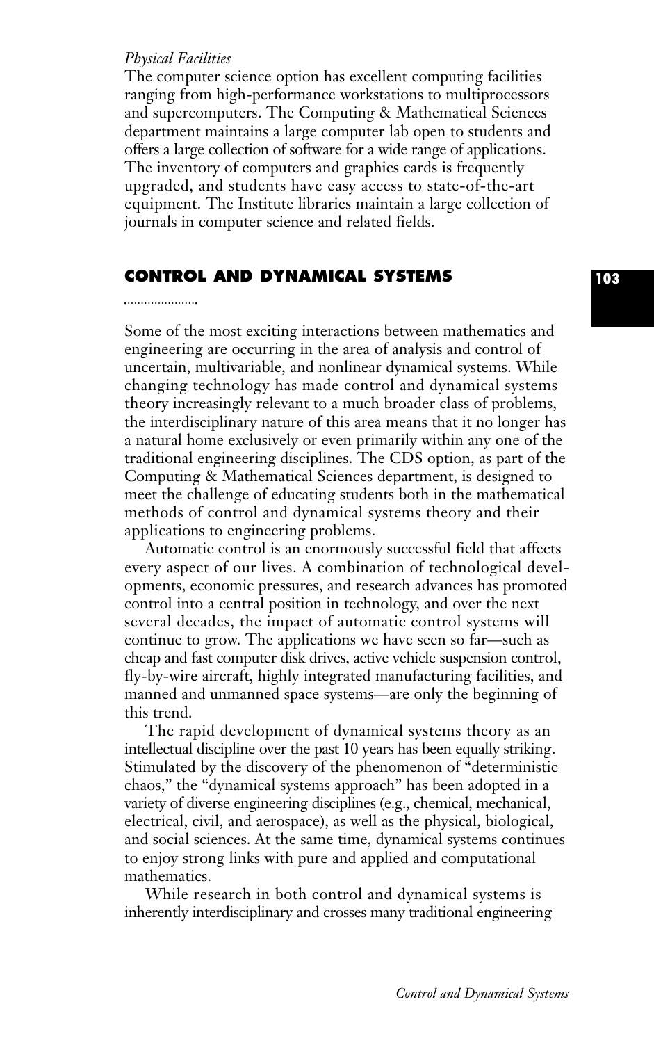*Physical Facilities*

The computer science option has excellent computing facilities ranging from high-performance workstations to multiprocessors and supercomputers. The Computing & Mathematical Sciences department maintains a large computer lab open to students and offers a large collection of software for a wide range of applications. The inventory of computers and graphics cards is frequently upgraded, and students have easy access to state-of-the-art equipment. The Institute libraries maintain a large collection of journals in computer science and related fields.

## CONTROL AND DYNAMICAL SYSTEMS

Some of the most exciting interactions between mathematics and engineering are occurring in the area of analysis and control of uncertain, multivariable, and nonlinear dynamical systems. While changing technology has made control and dynamical systems theory increasingly relevant to a much broader class of problems, the interdisciplinary nature of this area means that it no longer has a natural home exclusively or even primarily within any one of the traditional engineering disciplines. The CDS option, as part of the Computing & Mathematical Sciences department, is designed to meet the challenge of educating students both in the mathematical methods of control and dynamical systems theory and their applications to engineering problems.

Automatic control is an enormously successful field that affects every aspect of our lives. A combination of technological developments, economic pressures, and research advances has promoted control into a central position in technology, and over the next several decades, the impact of automatic control systems will continue to grow. The applications we have seen so far—such as cheap and fast computer disk drives, active vehicle suspension control, fly-by-wire aircraft, highly integrated manufacturing facilities, and manned and unmanned space systems—are only the beginning of this trend.

The rapid development of dynamical systems theory as an intellectual discipline over the past 10 years has been equally striking. Stimulated by the discovery of the phenomenon of "deterministic chaos," the "dynamical systems approach" has been adopted in a variety of diverse engineering disciplines (e.g., chemical, mechanical, electrical, civil, and aerospace), as well as the physical, biological, and social sciences. At the same time, dynamical systems continues to enjoy strong links with pure and applied and computational mathematics.

While research in both control and dynamical systems is inherently interdisciplinary and crosses many traditional engineering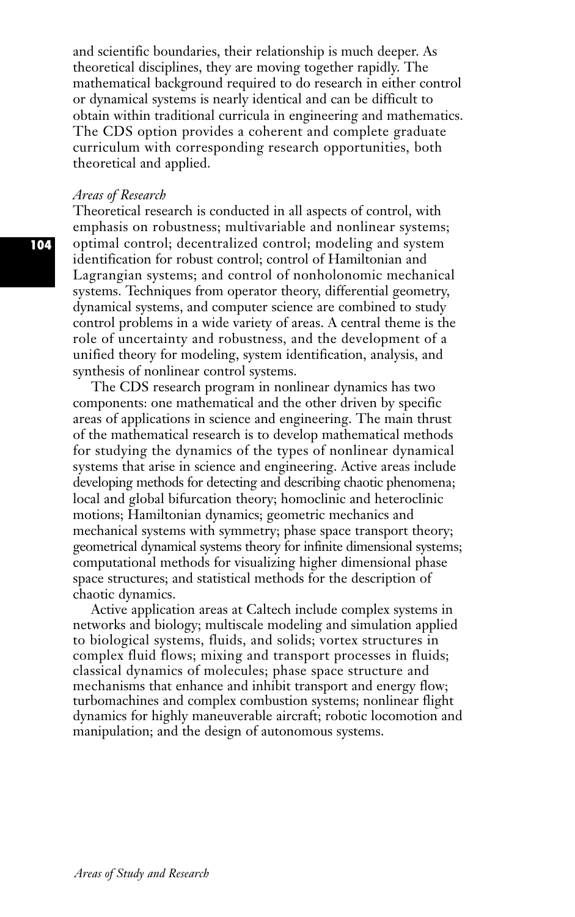and scientific boundaries, their relationship is much deeper. As theoretical disciplines, they are moving together rapidly. The mathematical background required to do research in either control or dynamical systems is nearly identical and can be difficult to obtain within traditional curricula in engineering and mathematics. The CDS option provides a coherent and complete graduate curriculum with corresponding research opportunities, both theoretical and applied.

*Areas of Research*

Theoretical research is conducted in all aspects of control, with emphasis on robustness; multivariable and nonlinear systems; optimal control; decentralized control; modeling and system identification for robust control; control of Hamiltonian and Lagrangian systems; and control of nonholonomic mechanical systems. Techniques from operator theory, differential geometry, dynamical systems, and computer science are combined to study control problems in a wide variety of areas. A central theme is the role of uncertainty and robustness, and the development of a unified theory for modeling, system identification, analysis, and synthesis of nonlinear control systems.

The CDS research program in nonlinear dynamics has two components: one mathematical and the other driven by specific areas of applications in science and engineering. The main thrust of the mathematical research is to develop mathematical methods for studying the dynamics of the types of nonlinear dynamical systems that arise in science and engineering. Active areas include developing methods for detecting and describing chaotic phenomena; local and global bifurcation theory; homoclinic and heteroclinic motions; Hamiltonian dynamics; geometric mechanics and mechanical systems with symmetry; phase space transport theory; geometrical dynamical systems theory for infinite dimensional systems; computational methods for visualizing higher dimensional phase space structures; and statistical methods for the description of chaotic dynamics.

Active application areas at Caltech include complex systems in networks and biology; multiscale modeling and simulation applied to biological systems, fluids, and solids; vortex structures in complex fluid flows; mixing and transport processes in fluids; classical dynamics of molecules; phase space structure and mechanisms that enhance and inhibit transport and energy flow; turbomachines and complex combustion systems; nonlinear flight dynamics for highly maneuverable aircraft; robotic locomotion and manipulation; and the design of autonomous systems.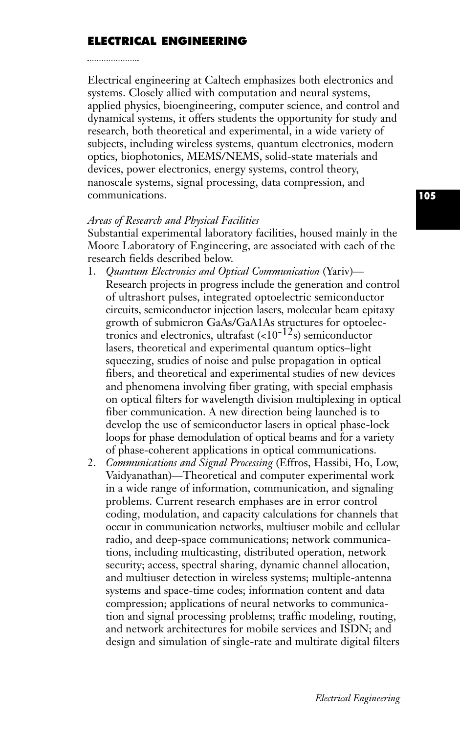## ELECTRICAL ENGINEERING

Electrical engineering at Caltech emphasizes both electronics and systems. Closely allied with computation and neural systems, applied physics, bioengineering, computer science, and control and dynamical systems, it offers students the opportunity for study and research, both theoretical and experimental, in a wide variety of subjects, including wireless systems, quantum electronics, modern optics, biophotonics, MEMS/NEMS, solid-state materials and devices, power electronics, energy systems, control theory, nanoscale systems, signal processing, data compression, and communications.

*Areas of Research and Physical Facilities*

Substantial experimental laboratory facilities, housed mainly in the Moore Laboratory of Engineering, are associated with each of the research fields described below.

1. *Quantum Electronics and Optical Communication* (Yariv)—Research projects in progress include the generation and control of ultrashort pulses, integrated optoelectric semiconductor circuits, semiconductor injection lasers, molecular beam epitaxy growth of submicron GaAs/GaA1As structures for optoelectronics and electronics, ultrafast ($<10^{-12}$s) semiconductor lasers, theoretical and experimental quantum optics–light squeezing, studies of noise and pulse propagation in optical fibers, and theoretical and experimental studies of new devices and phenomena involving fiber grating, with special emphasis on optical filters for wavelength division multiplexing in optical fiber communication. A new direction being launched is to develop the use of semiconductor lasers in optical phase-lock loops for phase demodulation of optical beams and for a variety of phase-coherent applications in optical communications.
2. *Communications and Signal Processing* (Effros, Hassibi, Ho, Low, Vaidyanathan)—Theoretical and computer experimental work in a wide range of information, communication, and signaling problems. Current research emphases are in error control coding, modulation, and capacity calculations for channels that occur in communication networks, multiuser mobile and cellular radio, and deep-space communications; network communications, including multicasting, distributed operation, network security; access, spectral sharing, dynamic channel allocation, and multiuser detection in wireless systems; multiple-antenna systems and space-time codes; information content and data compression; applications of neural networks to communication and signal processing problems; traffic modeling, routing, and network architectures for mobile services and ISDN; and design and simulation of single-rate and multirate digital filters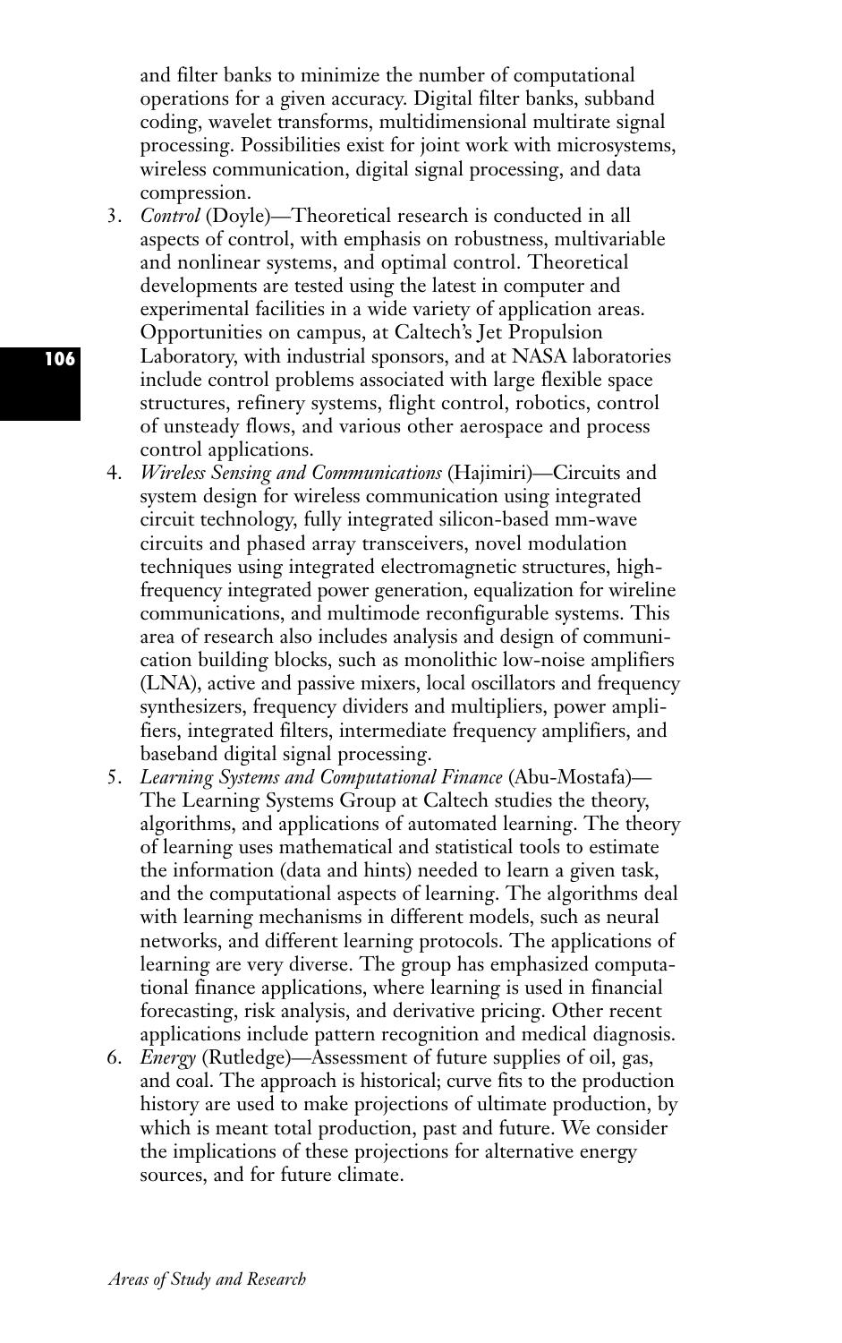and filter banks to minimize the number of computational operations for a given accuracy. Digital filter banks, subband coding, wavelet transforms, multidimensional multirate signal processing. Possibilities exist for joint work with microsystems, wireless communication, digital signal processing, and data compression.

3. *Control* (Doyle)—Theoretical research is conducted in all aspects of control, with emphasis on robustness, multivariable and nonlinear systems, and optimal control. Theoretical developments are tested using the latest in computer and experimental facilities in a wide variety of application areas. Opportunities on campus, at Caltech's Jet Propulsion Laboratory, with industrial sponsors, and at NASA laboratories include control problems associated with large flexible space structures, refinery systems, flight control, robotics, control of unsteady flows, and various other aerospace and process control applications.
4. *Wireless Sensing and Communications* (Hajimiri)—Circuits and system design for wireless communication using integrated circuit technology, fully integrated silicon-based mm-wave circuits and phased array transceivers, novel modulation techniques using integrated electromagnetic structures, high-frequency integrated power generation, equalization for wireline communications, and multimode reconfigurable systems. This area of research also includes analysis and design of communication building blocks, such as monolithic low-noise amplifiers (LNA), active and passive mixers, local oscillators and frequency synthesizers, frequency dividers and multipliers, power amplifiers, integrated filters, intermediate frequency amplifiers, and baseband digital signal processing.
5. *Learning Systems and Computational Finance* (Abu-Mostafa)—The Learning Systems Group at Caltech studies the theory, algorithms, and applications of automated learning. The theory of learning uses mathematical and statistical tools to estimate the information (data and hints) needed to learn a given task, and the computational aspects of learning. The algorithms deal with learning mechanisms in different models, such as neural networks, and different learning protocols. The applications of learning are very diverse. The group has emphasized computational finance applications, where learning is used in financial forecasting, risk analysis, and derivative pricing. Other recent applications include pattern recognition and medical diagnosis.
6. *Energy* (Rutledge)—Assessment of future supplies of oil, gas, and coal. The approach is historical; curve fits to the production history are used to make projections of ultimate production, by which is meant total production, past and future. We consider the implications of these projections for alternative energy sources, and for future climate.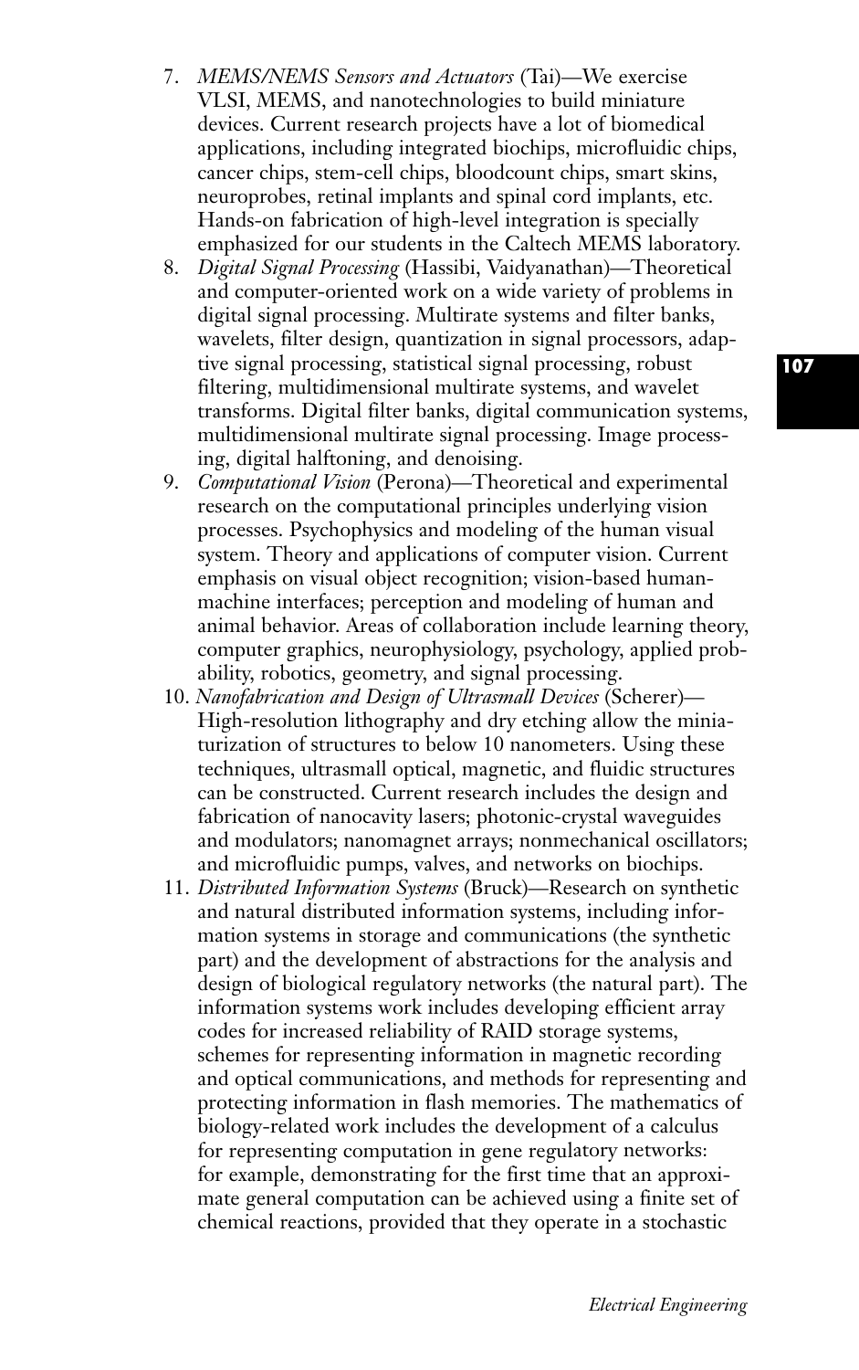7. *MEMS/NEMS Sensors and Actuators* (Tai)—We exercise VLSI, MEMS, and nanotechnologies to build miniature devices. Current research projects have a lot of biomedical applications, including integrated biochips, microfluidic chips, cancer chips, stem-cell chips, bloodcount chips, smart skins, neuroprobes, retinal implants and spinal cord implants, etc. Hands-on fabrication of high-level integration is specially emphasized for our students in the Caltech MEMS laboratory.
8. *Digital Signal Processing* (Hassibi, Vaidyanathan)—Theoretical and computer-oriented work on a wide variety of problems in digital signal processing. Multirate systems and filter banks, wavelets, filter design, quantization in signal processors, adaptive signal processing, statistical signal processing, robust filtering, multidimensional multirate systems, and wavelet transforms. Digital filter banks, digital communication systems, multidimensional multirate signal processing. Image processing, digital halftoning, and denoising.
9. *Computational Vision* (Perona)—Theoretical and experimental research on the computational principles underlying vision processes. Psychophysics and modeling of the human visual system. Theory and applications of computer vision. Current emphasis on visual object recognition; vision-based human-machine interfaces; perception and modeling of human and animal behavior. Areas of collaboration include learning theory, computer graphics, neurophysiology, psychology, applied probability, robotics, geometry, and signal processing.
10. *Nanofabrication and Design of Ultrasmall Devices* (Scherer)—High-resolution lithography and dry etching allow the miniaturization of structures to below 10 nanometers. Using these techniques, ultrasmall optical, magnetic, and fluidic structures can be constructed. Current research includes the design and fabrication of nanocavity lasers; photonic-crystal waveguides and modulators; nanomagnet arrays; nonmechanical oscillators; and microfluidic pumps, valves, and networks on biochips.
11. *Distributed Information Systems* (Bruck)—Research on synthetic and natural distributed information systems, including information systems in storage and communications (the synthetic part) and the development of abstractions for the analysis and design of biological regulatory networks (the natural part). The information systems work includes developing efficient array codes for increased reliability of RAID storage systems, schemes for representing information in magnetic recording and optical communications, and methods for representing and protecting information in flash memories. The mathematics of biology-related work includes the development of a calculus for representing computation in gene regulatory networks: for example, demonstrating for the first time that an approximate general computation can be achieved using a finite set of chemical reactions, provided that they operate in a stochastic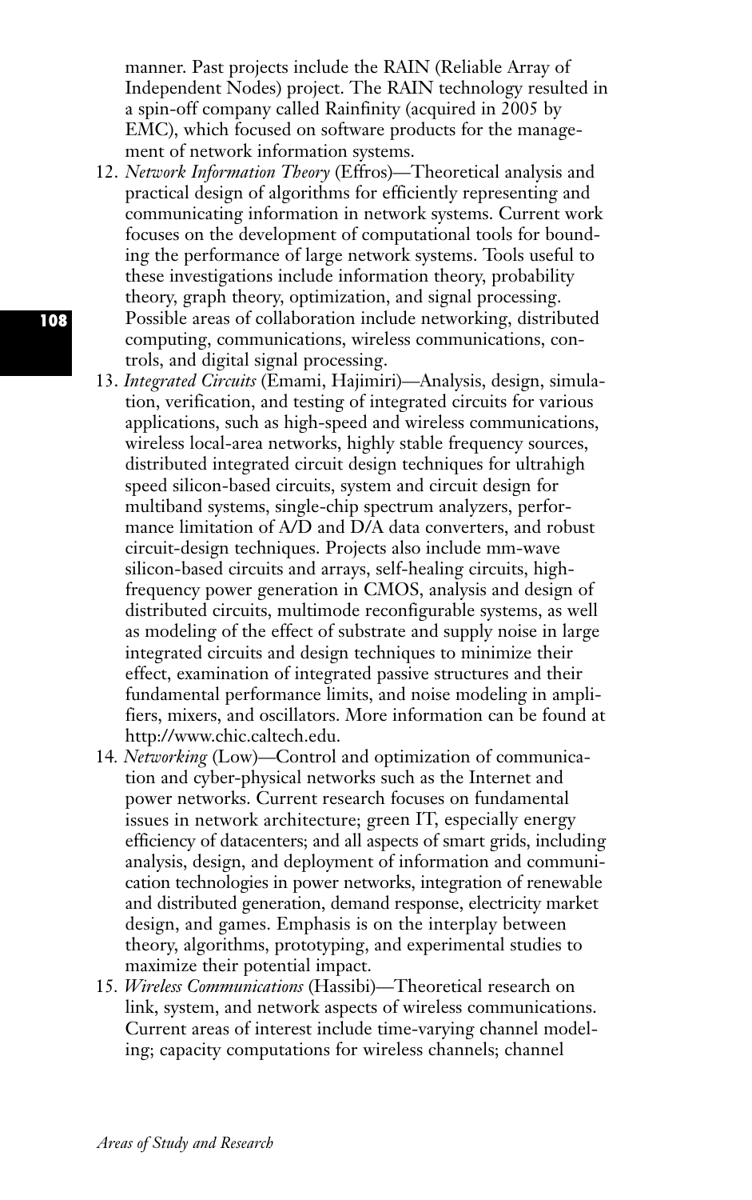manner. Past projects include the RAIN (Reliable Array of Independent Nodes) project. The RAIN technology resulted in a spin-off company called Rainfinity (acquired in 2005 by EMC), which focused on software products for the management of network information systems.

12. *Network Information Theory* (Effros)—Theoretical analysis and practical design of algorithms for efficiently representing and communicating information in network systems. Current work focuses on the development of computational tools for bounding the performance of large network systems. Tools useful to these investigations include information theory, probability theory, graph theory, optimization, and signal processing. Possible areas of collaboration include networking, distributed computing, communications, wireless communications, controls, and digital signal processing.
13. *Integrated Circuits* (Emami, Hajimiri)—Analysis, design, simulation, verification, and testing of integrated circuits for various applications, such as high-speed and wireless communications, wireless local-area networks, highly stable frequency sources, distributed integrated circuit design techniques for ultrahigh speed silicon-based circuits, system and circuit design for multiband systems, single-chip spectrum analyzers, performance limitation of A/D and D/A data converters, and robust circuit-design techniques. Projects also include mm-wave silicon-based circuits and arrays, self-healing circuits, high-frequency power generation in CMOS, analysis and design of distributed circuits, multimode reconfigurable systems, as well as modeling of the effect of substrate and supply noise in large integrated circuits and design techniques to minimize their effect, examination of integrated passive structures and their fundamental performance limits, and noise modeling in amplifiers, mixers, and oscillators. More information can be found at http://www.chic.caltech.edu.
14. *Networking* (Low)—Control and optimization of communication and cyber-physical networks such as the Internet and power networks. Current research focuses on fundamental issues in network architecture; green IT, especially energy efficiency of datacenters; and all aspects of smart grids, including analysis, design, and deployment of information and communication technologies in power networks, integration of renewable and distributed generation, demand response, electricity market design, and games. Emphasis is on the interplay between theory, algorithms, prototyping, and experimental studies to maximize their potential impact.
15. *Wireless Communications* (Hassibi)—Theoretical research on link, system, and network aspects of wireless communications. Current areas of interest include time-varying channel modeling; capacity computations for wireless channels; channel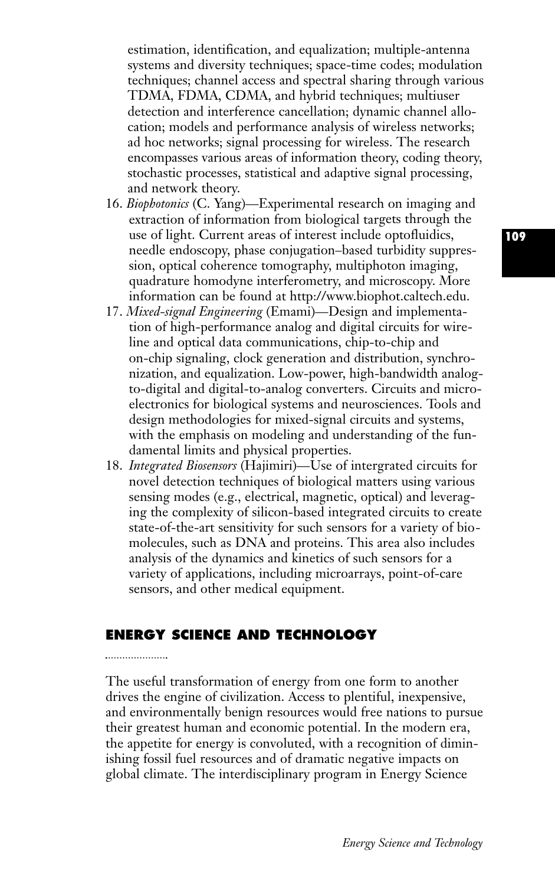estimation, identification, and equalization; multiple-antenna systems and diversity techniques; space-time codes; modulation techniques; channel access and spectral sharing through various TDMA, FDMA, CDMA, and hybrid techniques; multiuser detection and interference cancellation; dynamic channel allocation; models and performance analysis of wireless networks; ad hoc networks; signal processing for wireless. The research encompasses various areas of information theory, coding theory, stochastic processes, statistical and adaptive signal processing, and network theory.

16. *Biophotonics* (C. Yang)—Experimental research on imaging and extraction of information from biological targets through the use of light. Current areas of interest include optofluidics, needle endoscopy, phase conjugation–based turbidity suppression, optical coherence tomography, multiphoton imaging, quadrature homodyne interferometry, and microscopy. More information can be found at http://www.biophot.caltech.edu.
17. *Mixed-signal Engineering* (Emami)—Design and implementation of high-performance analog and digital circuits for wireline and optical data communications, chip-to-chip and on-chip signaling, clock generation and distribution, synchronization, and equalization. Low-power, high-bandwidth analog-to-digital and digital-to-analog converters. Circuits and microelectronics for biological systems and neurosciences. Tools and design methodologies for mixed-signal circuits and systems, with the emphasis on modeling and understanding of the fundamental limits and physical properties.
18. *Integrated Biosensors* (Hajimiri)—Use of intergrated circuits for novel detection techniques of biological matters using various sensing modes (e.g., electrical, magnetic, optical) and leveraging the complexity of silicon-based integrated circuits to create state-of-the-art sensitivity for such sensors for a variety of biomolecules, such as DNA and proteins. This area also includes analysis of the dynamics and kinetics of such sensors for a variety of applications, including microarrays, point-of-care sensors, and other medical equipment.

## ENERGY SCIENCE AND TECHNOLOGY

The useful transformation of energy from one form to another drives the engine of civilization. Access to plentiful, inexpensive, and environmentally benign resources would free nations to pursue their greatest human and economic potential. In the modern era, the appetite for energy is convoluted, with a recognition of diminishing fossil fuel resources and of dramatic negative impacts on global climate. The interdisciplinary program in Energy Science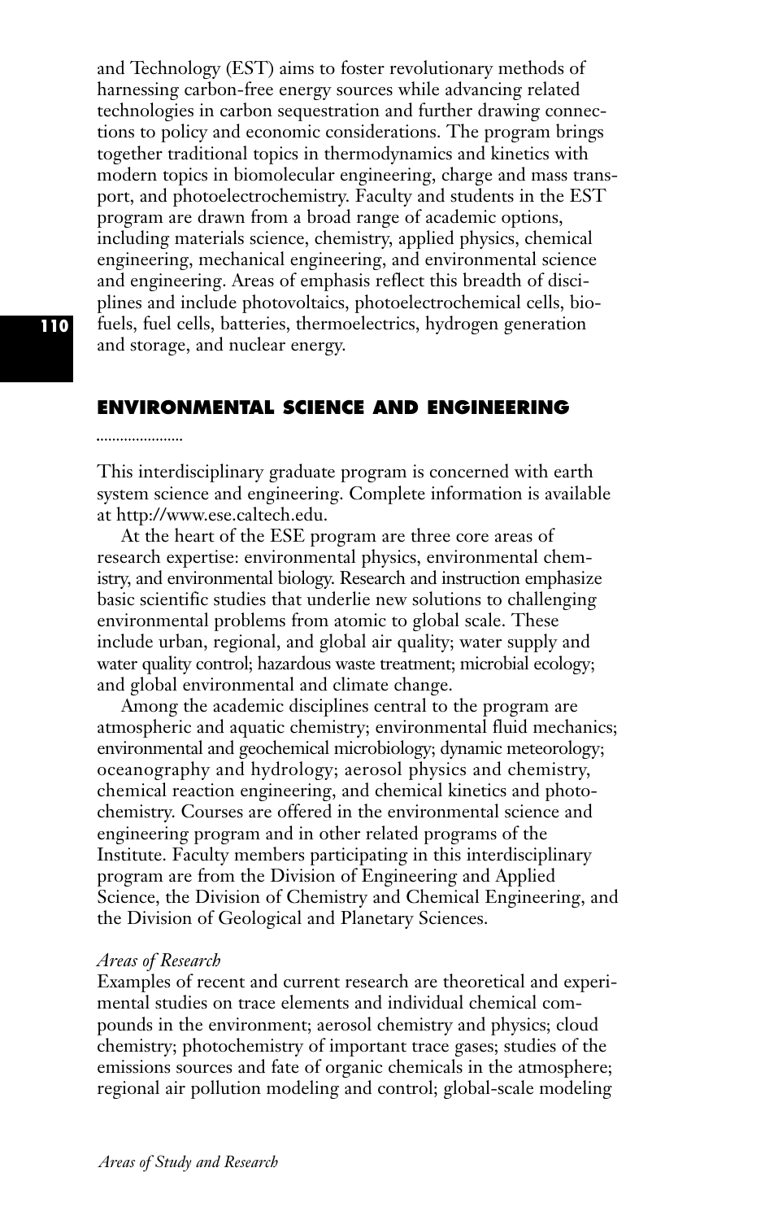and Technology (EST) aims to foster revolutionary methods of harnessing carbon-free energy sources while advancing related technologies in carbon sequestration and further drawing connections to policy and economic considerations. The program brings together traditional topics in thermodynamics and kinetics with modern topics in biomolecular engineering, charge and mass transport, and photoelectrochemistry. Faculty and students in the EST program are drawn from a broad range of academic options, including materials science, chemistry, applied physics, chemical engineering, mechanical engineering, and environmental science and engineering. Areas of emphasis reflect this breadth of disciplines and include photovoltaics, photoelectrochemical cells, biofuels, fuel cells, batteries, thermoelectrics, hydrogen generation and storage, and nuclear energy.

## ENVIRONMENTAL SCIENCE AND ENGINEERING

This interdisciplinary graduate program is concerned with earth system science and engineering. Complete information is available at http://www.ese.caltech.edu.

At the heart of the ESE program are three core areas of research expertise: environmental physics, environmental chemistry, and environmental biology. Research and instruction emphasize basic scientific studies that underlie new solutions to challenging environmental problems from atomic to global scale. These include urban, regional, and global air quality; water supply and water quality control; hazardous waste treatment; microbial ecology; and global environmental and climate change.

Among the academic disciplines central to the program are atmospheric and aquatic chemistry; environmental fluid mechanics; environmental and geochemical microbiology; dynamic meteorology; oceanography and hydrology; aerosol physics and chemistry, chemical reaction engineering, and chemical kinetics and photochemistry. Courses are offered in the environmental science and engineering program and in other related programs of the Institute. Faculty members participating in this interdisciplinary program are from the Division of Engineering and Applied Science, the Division of Chemistry and Chemical Engineering, and the Division of Geological and Planetary Sciences.

*Areas of Research*

Examples of recent and current research are theoretical and experimental studies on trace elements and individual chemical compounds in the environment; aerosol chemistry and physics; cloud chemistry; photochemistry of important trace gases; studies of the emissions sources and fate of organic chemicals in the atmosphere; regional air pollution modeling and control; global-scale modeling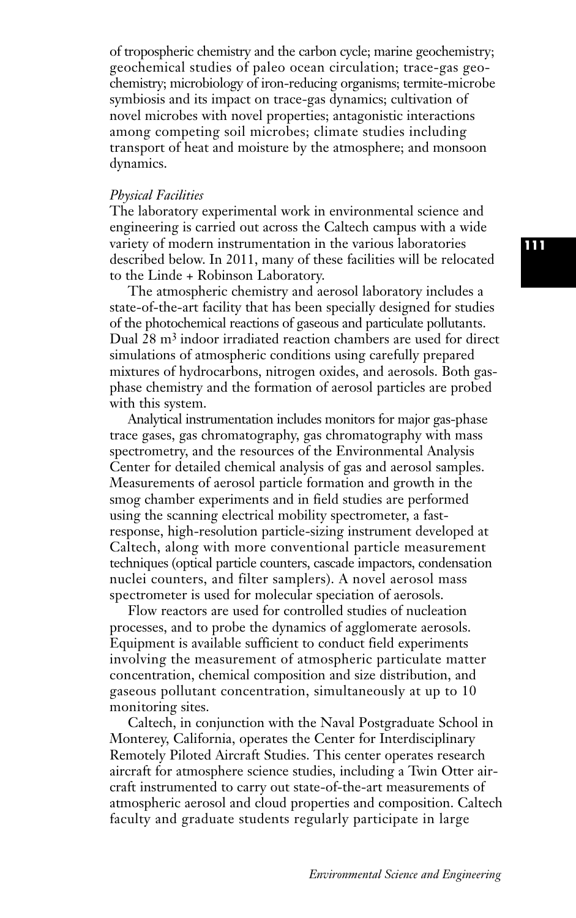of tropospheric chemistry and the carbon cycle; marine geochemistry; geochemical studies of paleo ocean circulation; trace-gas geochemistry; microbiology of iron-reducing organisms; termite-microbe symbiosis and its impact on trace-gas dynamics; cultivation of novel microbes with novel properties; antagonistic interactions among competing soil microbes; climate studies including transport of heat and moisture by the atmosphere; and monsoon dynamics.

*Physical Facilities*

The laboratory experimental work in environmental science and engineering is carried out across the Caltech campus with a wide variety of modern instrumentation in the various laboratories described below. In 2011, many of these facilities will be relocated to the Linde + Robinson Laboratory.

The atmospheric chemistry and aerosol laboratory includes a state-of-the-art facility that has been specially designed for studies of the photochemical reactions of gaseous and particulate pollutants. Dual 28 $m^3$ indoor irradiated reaction chambers are used for direct simulations of atmospheric conditions using carefully prepared mixtures of hydrocarbons, nitrogen oxides, and aerosols. Both gas-phase chemistry and the formation of aerosol particles are probed with this system.

Analytical instrumentation includes monitors for major gas-phase trace gases, gas chromatography, gas chromatography with mass spectrometry, and the resources of the Environmental Analysis Center for detailed chemical analysis of gas and aerosol samples. Measurements of aerosol particle formation and growth in the smog chamber experiments and in field studies are performed using the scanning electrical mobility spectrometer, a fast-response, high-resolution particle-sizing instrument developed at Caltech, along with more conventional particle measurement techniques (optical particle counters, cascade impactors, condensation nuclei counters, and filter samplers). A novel aerosol mass spectrometer is used for molecular speciation of aerosols.

Flow reactors are used for controlled studies of nucleation processes, and to probe the dynamics of agglomerate aerosols. Equipment is available sufficient to conduct field experiments involving the measurement of atmospheric particulate matter concentration, chemical composition and size distribution, and gaseous pollutant concentration, simultaneously at up to 10 monitoring sites.

Caltech, in conjunction with the Naval Postgraduate School in Monterey, California, operates the Center for Interdisciplinary Remotely Piloted Aircraft Studies. This center operates research aircraft for atmosphere science studies, including a Twin Otter aircraft instrumented to carry out state-of-the-art measurements of atmospheric aerosol and cloud properties and composition. Caltech faculty and graduate students regularly participate in large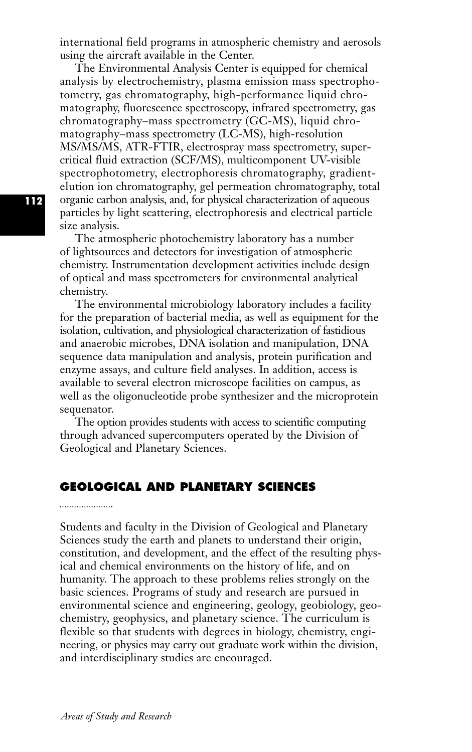international field programs in atmospheric chemistry and aerosols using the aircraft available in the Center.

The Environmental Analysis Center is equipped for chemical analysis by electrochemistry, plasma emission mass spectrophotometry, gas chromatography, high-performance liquid chromatography, fluorescence spectroscopy, infrared spectrometry, gas chromatography–mass spectrometry (GC-MS), liquid chromatography–mass spectrometry (LC-MS), high-resolution MS/MS/MS, ATR-FTIR, electrospray mass spectrometry, supercritical fluid extraction (SCF/MS), multicomponent UV-visible spectrophotometry, electrophoresis chromatography, gradient-elution ion chromatography, gel permeation chromatography, total organic carbon analysis, and, for physical characterization of aqueous particles by light scattering, electrophoresis and electrical particle size analysis.

The atmospheric photochemistry laboratory has a number of lightsources and detectors for investigation of atmospheric chemistry. Instrumentation development activities include design of optical and mass spectrometers for environmental analytical chemistry.

The environmental microbiology laboratory includes a facility for the preparation of bacterial media, as well as equipment for the isolation, cultivation, and physiological characterization of fastidious and anaerobic microbes, DNA isolation and manipulation, DNA sequence data manipulation and analysis, protein purification and enzyme assays, and culture field analyses. In addition, access is available to several electron microscope facilities on campus, as well as the oligonucleotide probe synthesizer and the microprotein sequenator.

The option provides students with access to scientific computing through advanced supercomputers operated by the Division of Geological and Planetary Sciences.

## GEOLOGICAL AND PLANETARY SCIENCES

Students and faculty in the Division of Geological and Planetary Sciences study the earth and planets to understand their origin, constitution, and development, and the effect of the resulting physical and chemical environments on the history of life, and on humanity. The approach to these problems relies strongly on the basic sciences. Programs of study and research are pursued in environmental science and engineering, geology, geobiology, geochemistry, geophysics, and planetary science. The curriculum is flexible so that students with degrees in biology, chemistry, engineering, or physics may carry out graduate work within the division, and interdisciplinary studies are encouraged.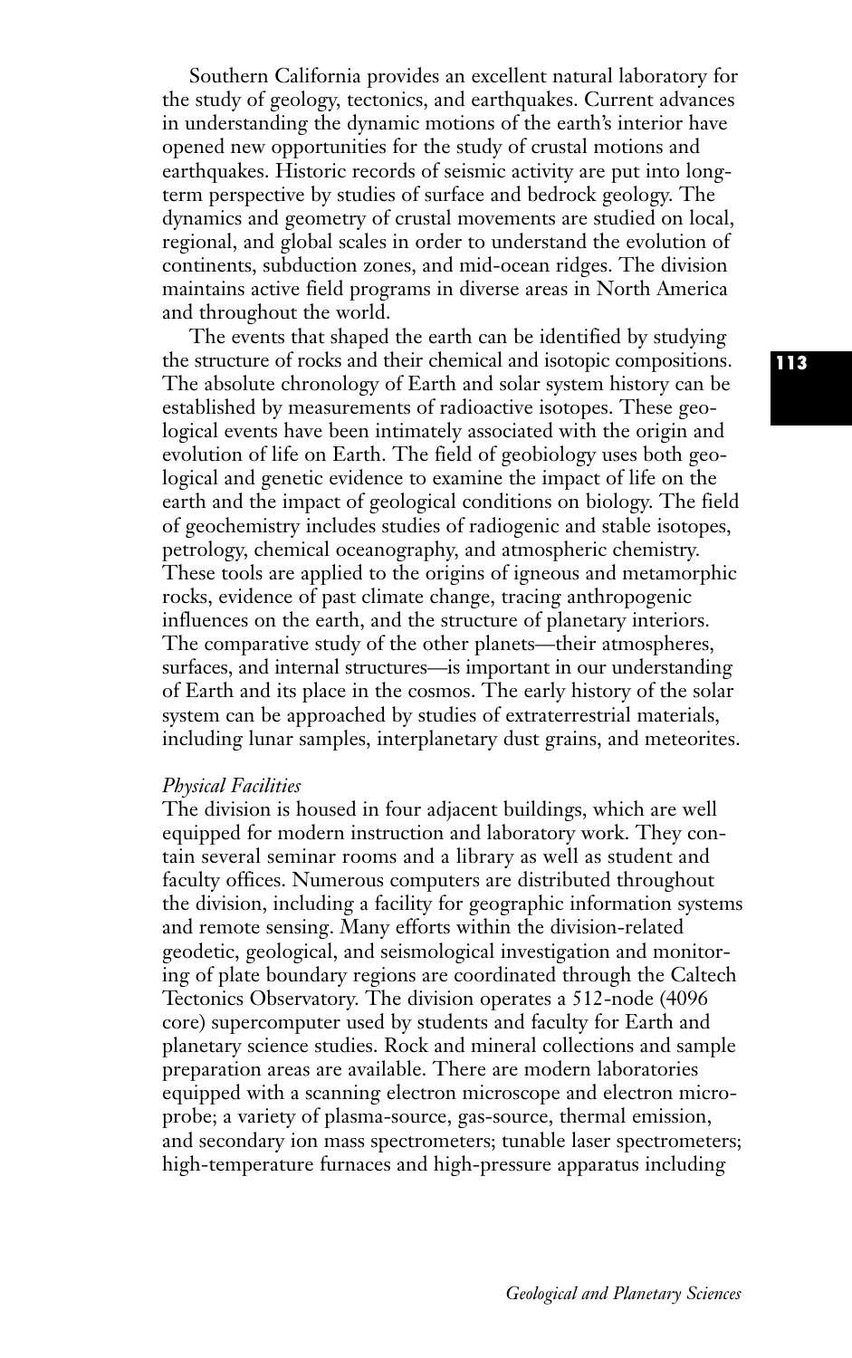Southern California provides an excellent natural laboratory for the study of geology, tectonics, and earthquakes. Current advances in understanding the dynamic motions of the earth's interior have opened new opportunities for the study of crustal motions and earthquakes. Historic records of seismic activity are put into long-term perspective by studies of surface and bedrock geology. The dynamics and geometry of crustal movements are studied on local, regional, and global scales in order to understand the evolution of continents, subduction zones, and mid-ocean ridges. The division maintains active field programs in diverse areas in North America and throughout the world.

The events that shaped the earth can be identified by studying the structure of rocks and their chemical and isotopic compositions. The absolute chronology of Earth and solar system history can be established by measurements of radioactive isotopes. These geological events have been intimately associated with the origin and evolution of life on Earth. The field of geobiology uses both geological and genetic evidence to examine the impact of life on the earth and the impact of geological conditions on biology. The field of geochemistry includes studies of radiogenic and stable isotopes, petrology, chemical oceanography, and atmospheric chemistry. These tools are applied to the origins of igneous and metamorphic rocks, evidence of past climate change, tracing anthropogenic influences on the earth, and the structure of planetary interiors. The comparative study of the other planets—their atmospheres, surfaces, and internal structures—is important in our understanding of Earth and its place in the cosmos. The early history of the solar system can be approached by studies of extraterrestrial materials, including lunar samples, interplanetary dust grains, and meteorites.

*Physical Facilities*

The division is housed in four adjacent buildings, which are well equipped for modern instruction and laboratory work. They contain several seminar rooms and a library as well as student and faculty offices. Numerous computers are distributed throughout the division, including a facility for geographic information systems and remote sensing. Many efforts within the division-related geodetic, geological, and seismological investigation and monitoring of plate boundary regions are coordinated through the Caltech Tectonics Observatory. The division operates a 512-node (4096 core) supercomputer used by students and faculty for Earth and planetary science studies. Rock and mineral collections and sample preparation areas are available. There are modern laboratories equipped with a scanning electron microscope and electron microprobe; a variety of plasma-source, gas-source, thermal emission, and secondary ion mass spectrometers; tunable laser spectrometers; high-temperature furnaces and high-pressure apparatus including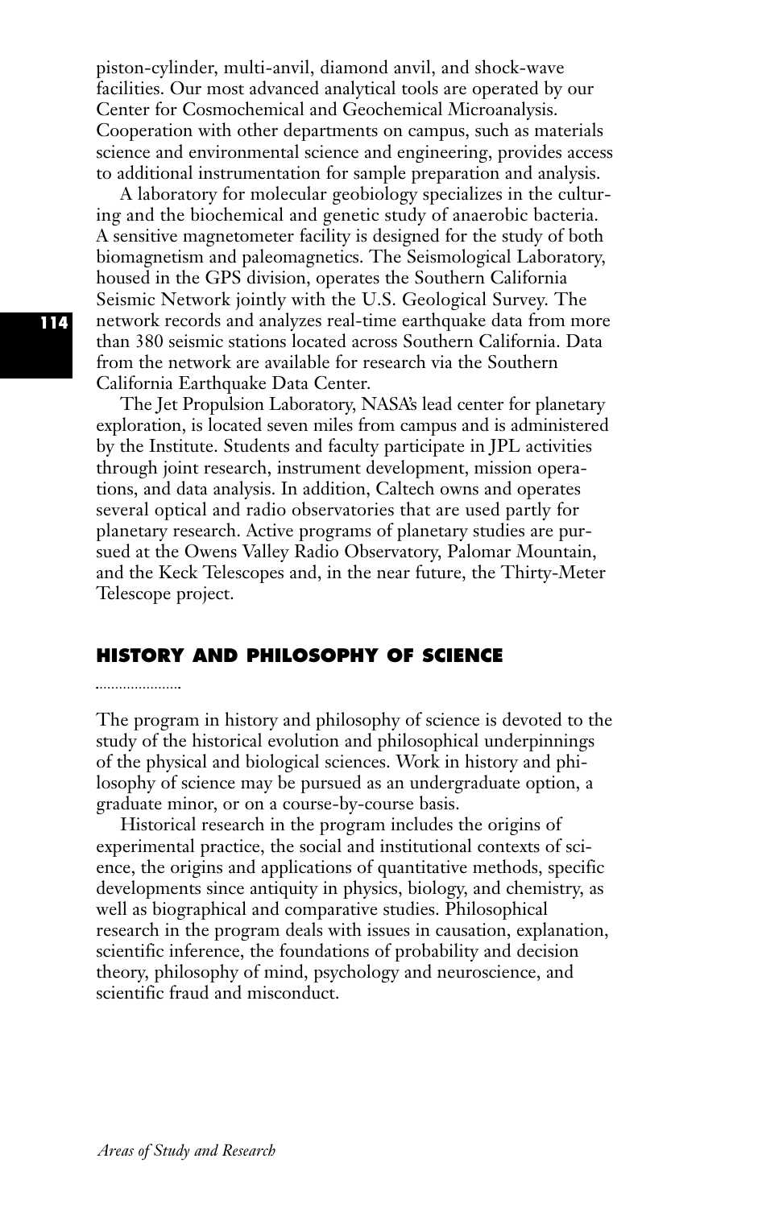piston-cylinder, multi-anvil, diamond anvil, and shock-wave facilities. Our most advanced analytical tools are operated by our Center for Cosmochemical and Geochemical Microanalysis. Cooperation with other departments on campus, such as materials science and environmental science and engineering, provides access to additional instrumentation for sample preparation and analysis.

A laboratory for molecular geobiology specializes in the culturing and the biochemical and genetic study of anaerobic bacteria. A sensitive magnetometer facility is designed for the study of both biomagnetism and paleomagnetics. The Seismological Laboratory, housed in the GPS division, operates the Southern California Seismic Network jointly with the U.S. Geological Survey. The network records and analyzes real-time earthquake data from more than 380 seismic stations located across Southern California. Data from the network are available for research via the Southern California Earthquake Data Center.

The Jet Propulsion Laboratory, NASA's lead center for planetary exploration, is located seven miles from campus and is administered by the Institute. Students and faculty participate in JPL activities through joint research, instrument development, mission operations, and data analysis. In addition, Caltech owns and operates several optical and radio observatories that are used partly for planetary research. Active programs of planetary studies are pursued at the Owens Valley Radio Observatory, Palomar Mountain, and the Keck Telescopes and, in the near future, the Thirty-Meter Telescope project.

## HISTORY AND PHILOSOPHY OF SCIENCE

The program in history and philosophy of science is devoted to the study of the historical evolution and philosophical underpinnings of the physical and biological sciences. Work in history and philosophy of science may be pursued as an undergraduate option, a graduate minor, or on a course-by-course basis.

Historical research in the program includes the origins of experimental practice, the social and institutional contexts of science, the origins and applications of quantitative methods, specific developments since antiquity in physics, biology, and chemistry, as well as biographical and comparative studies. Philosophical research in the program deals with issues in causation, explanation, scientific inference, the foundations of probability and decision theory, philosophy of mind, psychology and neuroscience, and scientific fraud and misconduct.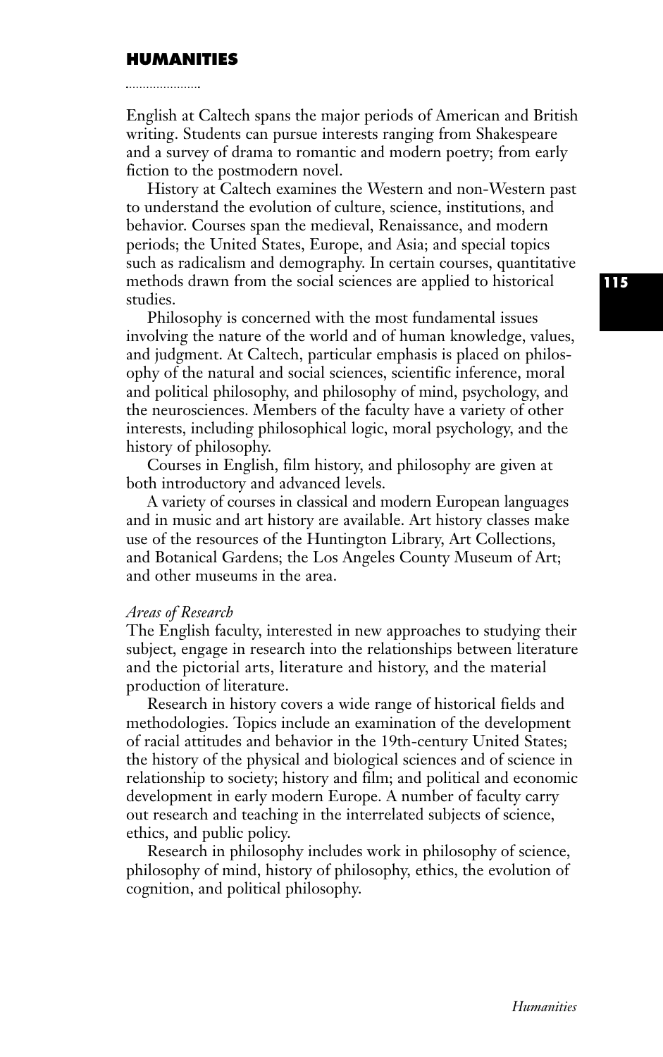## HUMANITIES

English at Caltech spans the major periods of American and British writing. Students can pursue interests ranging from Shakespeare and a survey of drama to romantic and modern poetry; from early fiction to the postmodern novel.

History at Caltech examines the Western and non-Western past to understand the evolution of culture, science, institutions, and behavior. Courses span the medieval, Renaissance, and modern periods; the United States, Europe, and Asia; and special topics such as radicalism and demography. In certain courses, quantitative methods drawn from the social sciences are applied to historical studies.

Philosophy is concerned with the most fundamental issues involving the nature of the world and of human knowledge, values, and judgment. At Caltech, particular emphasis is placed on philosophy of the natural and social sciences, scientific inference, moral and political philosophy, and philosophy of mind, psychology, and the neurosciences. Members of the faculty have a variety of other interests, including philosophical logic, moral psychology, and the history of philosophy.

Courses in English, film history, and philosophy are given at both introductory and advanced levels.

A variety of courses in classical and modern European languages and in music and art history are available. Art history classes make use of the resources of the Huntington Library, Art Collections, and Botanical Gardens; the Los Angeles County Museum of Art; and other museums in the area.

*Areas of Research*

The English faculty, interested in new approaches to studying their subject, engage in research into the relationships between literature and the pictorial arts, literature and history, and the material production of literature.

Research in history covers a wide range of historical fields and methodologies. Topics include an examination of the development of racial attitudes and behavior in the 19th-century United States; the history of the physical and biological sciences and of science in relationship to society; history and film; and political and economic development in early modern Europe. A number of faculty carry out research and teaching in the interrelated subjects of science, ethics, and public policy.

Research in philosophy includes work in philosophy of science, philosophy of mind, history of philosophy, ethics, the evolution of cognition, and political philosophy.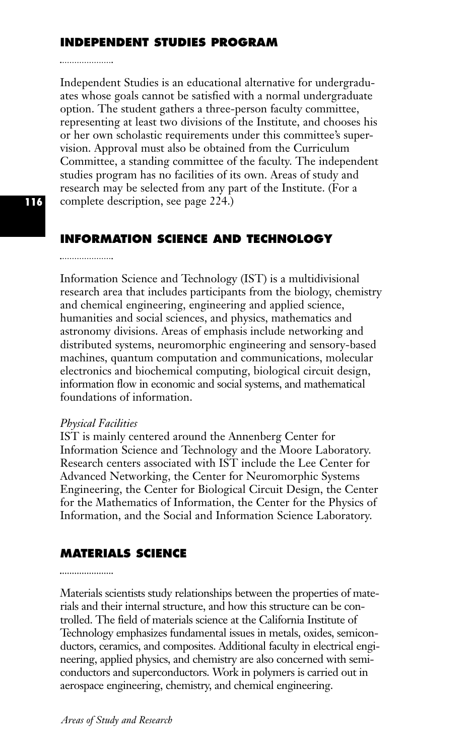## INDEPENDENT STUDIES PROGRAM

Independent Studies is an educational alternative for undergraduates whose goals cannot be satisfied with a normal undergraduate option. The student gathers a three-person faculty committee, representing at least two divisions of the Institute, and chooses his or her own scholastic requirements under this committee's supervision. Approval must also be obtained from the Curriculum Committee, a standing committee of the faculty. The independent studies program has no facilities of its own. Areas of study and research may be selected from any part of the Institute. (For a complete description, see page 224.)

## INFORMATION SCIENCE AND TECHNOLOGY

Information Science and Technology (IST) is a multidivisional research area that includes participants from the biology, chemistry and chemical engineering, engineering and applied science, humanities and social sciences, and physics, mathematics and astronomy divisions. Areas of emphasis include networking and distributed systems, neuromorphic engineering and sensory-based machines, quantum computation and communications, molecular electronics and biochemical computing, biological circuit design, information flow in economic and social systems, and mathematical foundations of information.

*Physical Facilities*

IST is mainly centered around the Annenberg Center for Information Science and Technology and the Moore Laboratory. Research centers associated with IST include the Lee Center for Advanced Networking, the Center for Neuromorphic Systems Engineering, the Center for Biological Circuit Design, the Center for the Mathematics of Information, the Center for the Physics of Information, and the Social and Information Science Laboratory.

## MATERIALS SCIENCE

Materials scientists study relationships between the properties of materials and their internal structure, and how this structure can be controlled. The field of materials science at the California Institute of Technology emphasizes fundamental issues in metals, oxides, semiconductors, ceramics, and composites. Additional faculty in electrical engineering, applied physics, and chemistry are also concerned with semiconductors and superconductors. Work in polymers is carried out in aerospace engineering, chemistry, and chemical engineering.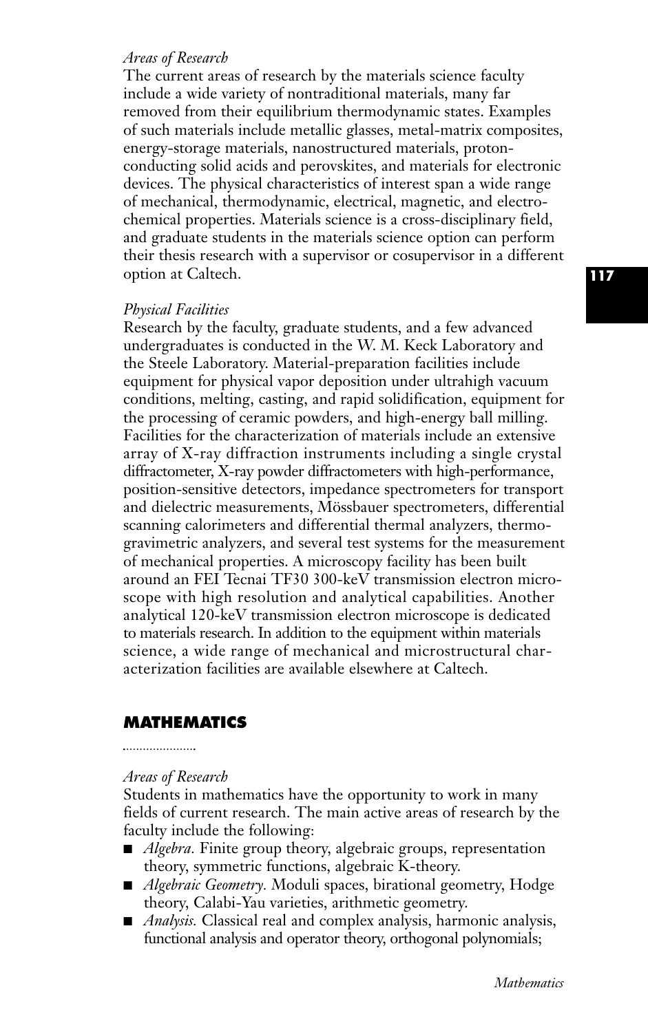*Areas of Research*

The current areas of research by the materials science faculty include a wide variety of nontraditional materials, many far removed from their equilibrium thermodynamic states. Examples of such materials include metallic glasses, metal-matrix composites, energy-storage materials, nanostructured materials, proton-conducting solid acids and perovskites, and materials for electronic devices. The physical characteristics of interest span a wide range of mechanical, thermodynamic, electrical, magnetic, and electrochemical properties. Materials science is a cross-disciplinary field, and graduate students in the materials science option can perform their thesis research with a supervisor or cosupervisor in a different option at Caltech.

*Physical Facilities*

Research by the faculty, graduate students, and a few advanced undergraduates is conducted in the W. M. Keck Laboratory and the Steele Laboratory. Material-preparation facilities include equipment for physical vapor deposition under ultrahigh vacuum conditions, melting, casting, and rapid solidification, equipment for the processing of ceramic powders, and high-energy ball milling. Facilities for the characterization of materials include an extensive array of X-ray diffraction instruments including a single crystal diffractometer, X-ray powder diffractometers with high-performance, position-sensitive detectors, impedance spectrometers for transport and dielectric measurements, Mössbauer spectrometers, differential scanning calorimeters and differential thermal analyzers, thermogravimetric analyzers, and several test systems for the measurement of mechanical properties. A microscopy facility has been built around an FEI Tecnai TF30 300-keV transmission electron microscope with high resolution and analytical capabilities. Another analytical 120-keV transmission electron microscope is dedicated to materials research. In addition to the equipment within materials science, a wide range of mechanical and microstructural characterization facilities are available elsewhere at Caltech.

## MATHEMATICS

*Areas of Research*

Students in mathematics have the opportunity to work in many fields of current research. The main active areas of research by the faculty include the following:

- *Algebra.* Finite group theory, algebraic groups, representation theory, symmetric functions, algebraic K-theory.
- *Algebraic Geometry.* Moduli spaces, birational geometry, Hodge theory, Calabi-Yau varieties, arithmetic geometry.
- *Analysis.* Classical real and complex analysis, harmonic analysis, functional analysis and operator theory, orthogonal polynomials;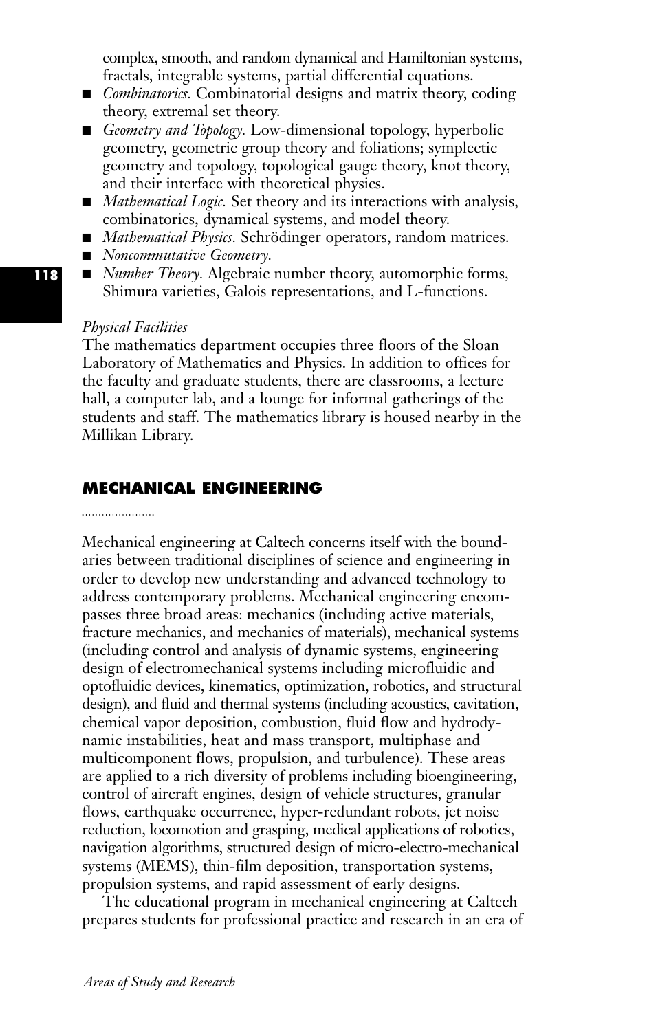complex, smooth, and random dynamical and Hamiltonian systems, fractals, integrable systems, partial differential equations.

- *Combinatorics.* Combinatorial designs and matrix theory, coding theory, extremal set theory.
- *Geometry and Topology.* Low-dimensional topology, hyperbolic geometry, geometric group theory and foliations; symplectic geometry and topology, topological gauge theory, knot theory, and their interface with theoretical physics.
- *Mathematical Logic.* Set theory and its interactions with analysis, combinatorics, dynamical systems, and model theory.
- *Mathematical Physics.* Schrödinger operators, random matrices.
- *Noncommutative Geometry.*
- *Number Theory.* Algebraic number theory, automorphic forms, Shimura varieties, Galois representations, and L-functions.

*Physical Facilities*

The mathematics department occupies three floors of the Sloan Laboratory of Mathematics and Physics. In addition to offices for the faculty and graduate students, there are classrooms, a lecture hall, a computer lab, and a lounge for informal gatherings of the students and staff. The mathematics library is housed nearby in the Millikan Library.

## MECHANICAL ENGINEERING

Mechanical engineering at Caltech concerns itself with the boundaries between traditional disciplines of science and engineering in order to develop new understanding and advanced technology to address contemporary problems. Mechanical engineering encompasses three broad areas: mechanics (including active materials, fracture mechanics, and mechanics of materials), mechanical systems (including control and analysis of dynamic systems, engineering design of electromechanical systems including microfluidic and optofluidic devices, kinematics, optimization, robotics, and structural design), and fluid and thermal systems (including acoustics, cavitation, chemical vapor deposition, combustion, fluid flow and hydrodynamic instabilities, heat and mass transport, multiphase and multicomponent flows, propulsion, and turbulence). These areas are applied to a rich diversity of problems including bioengineering, control of aircraft engines, design of vehicle structures, granular flows, earthquake occurrence, hyper-redundant robots, jet noise reduction, locomotion and grasping, medical applications of robotics, navigation algorithms, structured design of micro-electro-mechanical systems (MEMS), thin-film deposition, transportation systems, propulsion systems, and rapid assessment of early designs.

The educational program in mechanical engineering at Caltech prepares students for professional practice and research in an era of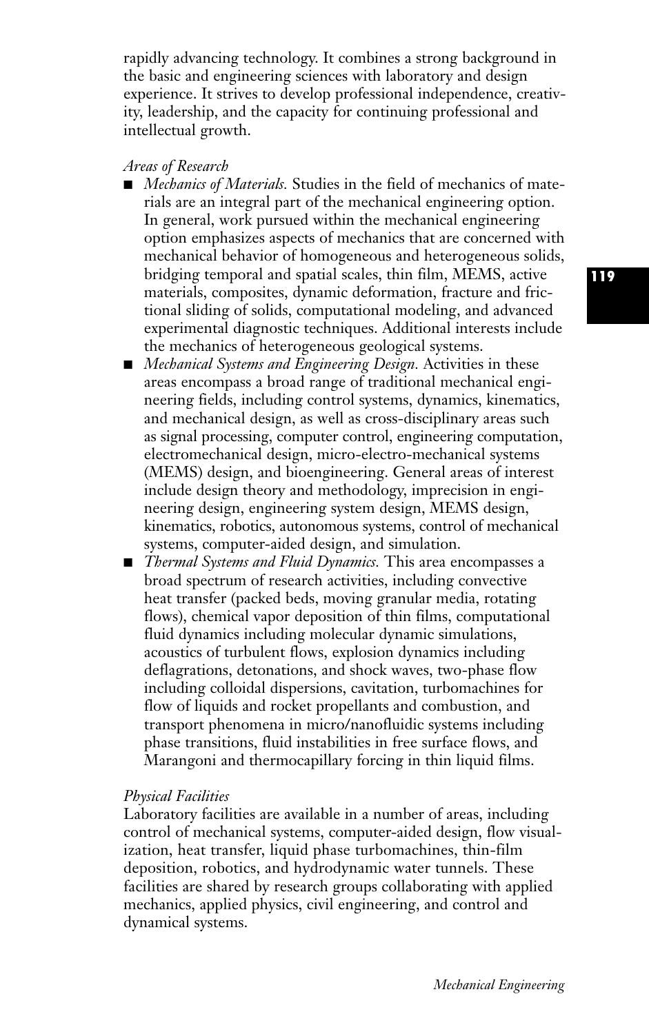rapidly advancing technology. It combines a strong background in the basic and engineering sciences with laboratory and design experience. It strives to develop professional independence, creativity, leadership, and the capacity for continuing professional and intellectual growth.

*Areas of Research*

- *Mechanics of Materials.* Studies in the field of mechanics of materials are an integral part of the mechanical engineering option. In general, work pursued within the mechanical engineering option emphasizes aspects of mechanics that are concerned with mechanical behavior of homogeneous and heterogeneous solids, bridging temporal and spatial scales, thin film, MEMS, active materials, composites, dynamic deformation, fracture and frictional sliding of solids, computational modeling, and advanced experimental diagnostic techniques. Additional interests include the mechanics of heterogeneous geological systems.
- *Mechanical Systems and Engineering Design.* Activities in these areas encompass a broad range of traditional mechanical engineering fields, including control systems, dynamics, kinematics, and mechanical design, as well as cross-disciplinary areas such as signal processing, computer control, engineering computation, electromechanical design, micro-electro-mechanical systems (MEMS) design, and bioengineering. General areas of interest include design theory and methodology, imprecision in engineering design, engineering system design, MEMS design, kinematics, robotics, autonomous systems, control of mechanical systems, computer-aided design, and simulation.
- *Thermal Systems and Fluid Dynamics.* This area encompasses a broad spectrum of research activities, including convective heat transfer (packed beds, moving granular media, rotating flows), chemical vapor deposition of thin films, computational fluid dynamics including molecular dynamic simulations, acoustics of turbulent flows, explosion dynamics including deflagrations, detonations, and shock waves, two-phase flow including colloidal dispersions, cavitation, turbomachines for flow of liquids and rocket propellants and combustion, and transport phenomena in micro/nanofluidic systems including phase transitions, fluid instabilities in free surface flows, and Marangoni and thermocapillary forcing in thin liquid films.

*Physical Facilities*

Laboratory facilities are available in a number of areas, including control of mechanical systems, computer-aided design, flow visualization, heat transfer, liquid phase turbomachines, thin-film deposition, robotics, and hydrodynamic water tunnels. These facilities are shared by research groups collaborating with applied mechanics, applied physics, civil engineering, and control and dynamical systems.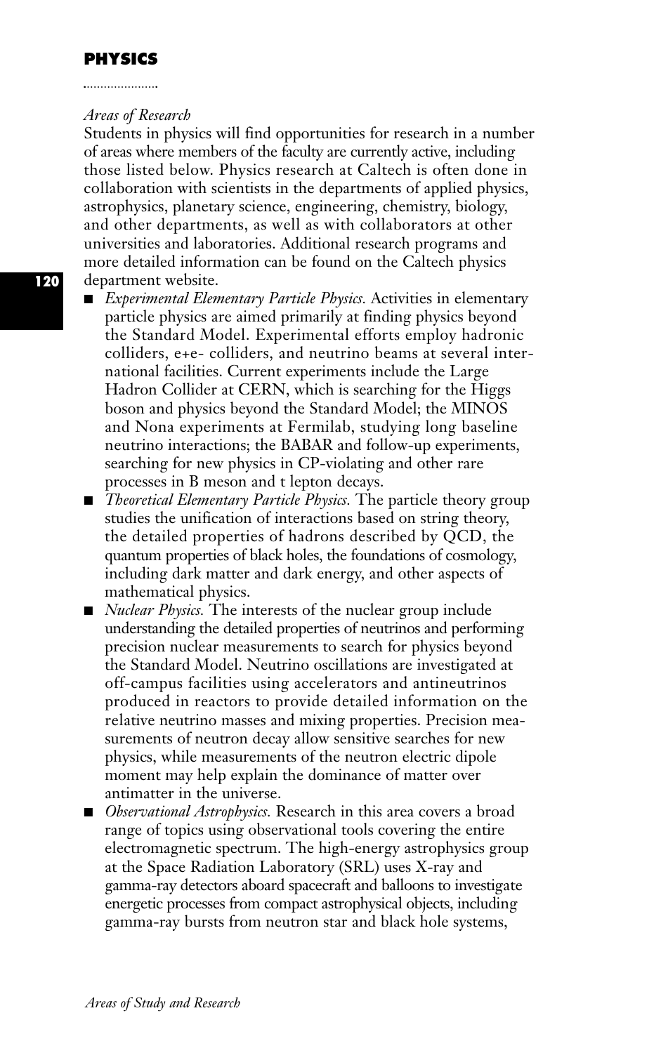## PHYSICS

*Areas of Research*

Students in physics will find opportunities for research in a number of areas where members of the faculty are currently active, including those listed below. Physics research at Caltech is often done in collaboration with scientists in the departments of applied physics, astrophysics, planetary science, engineering, chemistry, biology, and other departments, as well as with collaborators at other universities and laboratories. Additional research programs and more detailed information can be found on the Caltech physics department website.

- *Experimental Elementary Particle Physics.* Activities in elementary particle physics are aimed primarily at finding physics beyond the Standard Model. Experimental efforts employ hadronic colliders, e+e- colliders, and neutrino beams at several international facilities. Current experiments include the Large Hadron Collider at CERN, which is searching for the Higgs boson and physics beyond the Standard Model; the MINOS and Nona experiments at Fermilab, studying long baseline neutrino interactions; the BABAR and follow-up experiments, searching for new physics in CP-violating and other rare processes in B meson and t lepton decays.
- *Theoretical Elementary Particle Physics.* The particle theory group studies the unification of interactions based on string theory, the detailed properties of hadrons described by QCD, the quantum properties of black holes, the foundations of cosmology, including dark matter and dark energy, and other aspects of mathematical physics.
- *Nuclear Physics.* The interests of the nuclear group include understanding the detailed properties of neutrinos and performing precision nuclear measurements to search for physics beyond the Standard Model. Neutrino oscillations are investigated at off-campus facilities using accelerators and antineutrinos produced in reactors to provide detailed information on the relative neutrino masses and mixing properties. Precision measurements of neutron decay allow sensitive searches for new physics, while measurements of the neutron electric dipole moment may help explain the dominance of matter over antimatter in the universe.
- *Observational Astrophysics.* Research in this area covers a broad range of topics using observational tools covering the entire electromagnetic spectrum. The high-energy astrophysics group at the Space Radiation Laboratory (SRL) uses X-ray and gamma-ray detectors aboard spacecraft and balloons to investigate energetic processes from compact astrophysical objects, including gamma-ray bursts from neutron star and black hole systems,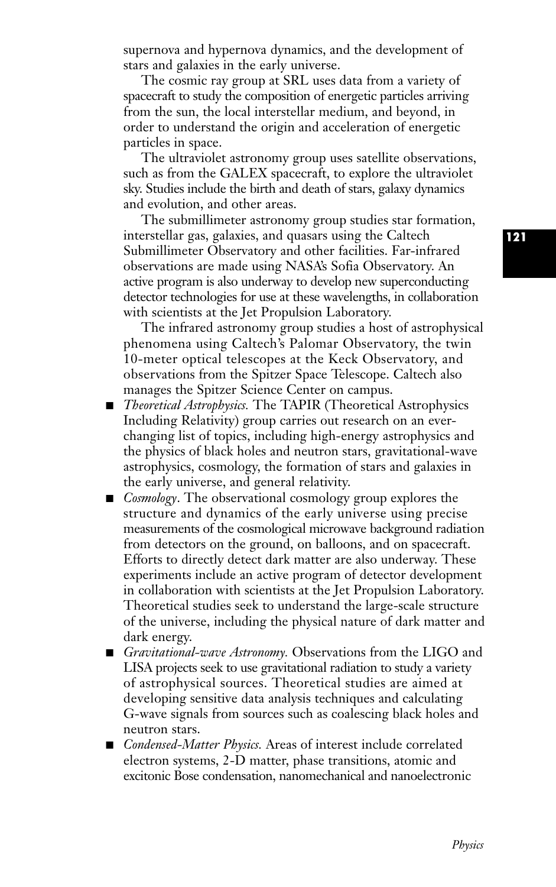supernova and hypernova dynamics, and the development of stars and galaxies in the early universe.

The cosmic ray group at SRL uses data from a variety of spacecraft to study the composition of energetic particles arriving from the sun, the local interstellar medium, and beyond, in order to understand the origin and acceleration of energetic particles in space.

The ultraviolet astronomy group uses satellite observations, such as from the GALEX spacecraft, to explore the ultraviolet sky. Studies include the birth and death of stars, galaxy dynamics and evolution, and other areas.

The submillimeter astronomy group studies star formation, interstellar gas, galaxies, and quasars using the Caltech Submillimeter Observatory and other facilities. Far-infrared observations are made using NASA's Sofia Observatory. An active program is also underway to develop new superconducting detector technologies for use at these wavelengths, in collaboration with scientists at the Jet Propulsion Laboratory.

The infrared astronomy group studies a host of astrophysical phenomena using Caltech's Palomar Observatory, the twin 10-meter optical telescopes at the Keck Observatory, and observations from the Spitzer Space Telescope. Caltech also manages the Spitzer Science Center on campus.

- *Theoretical Astrophysics.* The TAPIR (Theoretical Astrophysics Including Relativity) group carries out research on an ever-changing list of topics, including high-energy astrophysics and the physics of black holes and neutron stars, gravitational-wave astrophysics, cosmology, the formation of stars and galaxies in the early universe, and general relativity.
- *Cosmology*. The observational cosmology group explores the structure and dynamics of the early universe using precise measurements of the cosmological microwave background radiation from detectors on the ground, on balloons, and on spacecraft. Efforts to directly detect dark matter are also underway. These experiments include an active program of detector development in collaboration with scientists at the Jet Propulsion Laboratory. Theoretical studies seek to understand the large-scale structure of the universe, including the physical nature of dark matter and dark energy.
- *Gravitational-wave Astronomy.* Observations from the LIGO and LISA projects seek to use gravitational radiation to study a variety of astrophysical sources. Theoretical studies are aimed at developing sensitive data analysis techniques and calculating G-wave signals from sources such as coalescing black holes and neutron stars.
- *Condensed-Matter Physics.* Areas of interest include correlated electron systems, 2-D matter, phase transitions, atomic and excitonic Bose condensation, nanomechanical and nanoelectronic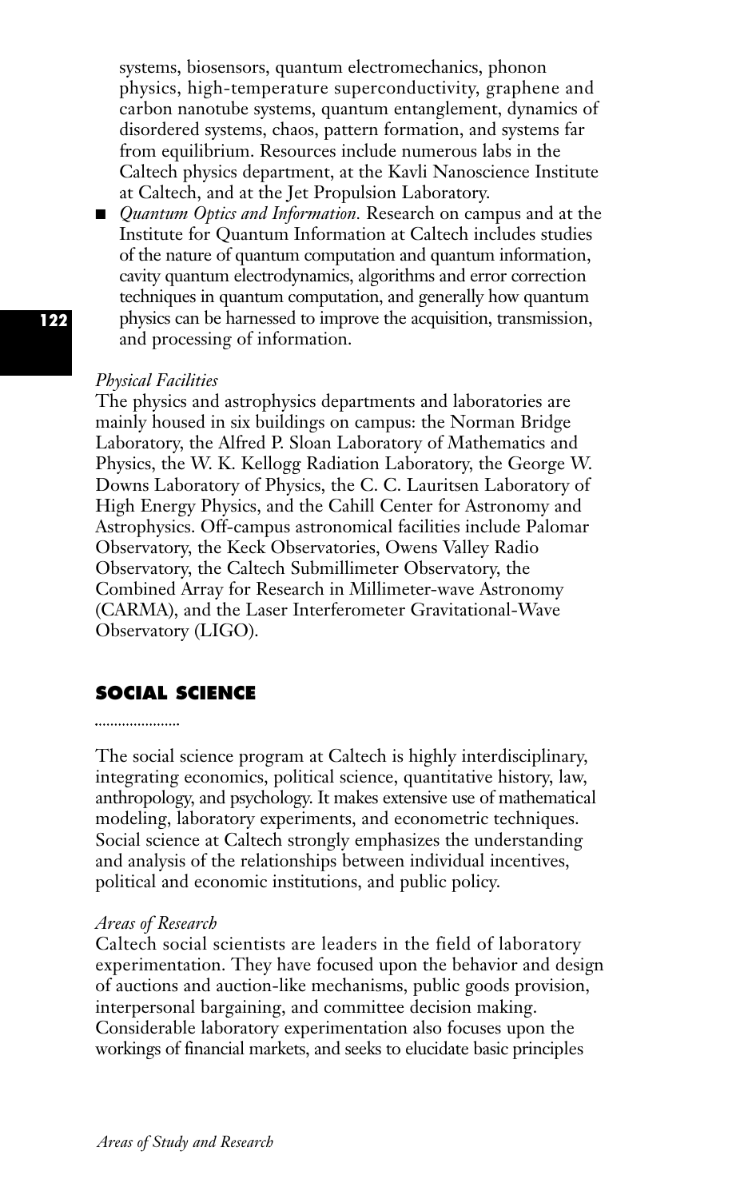systems, biosensors, quantum electromechanics, phonon physics, high-temperature superconductivity, graphene and carbon nanotube systems, quantum entanglement, dynamics of disordered systems, chaos, pattern formation, and systems far from equilibrium. Resources include numerous labs in the Caltech physics department, at the Kavli Nanoscience Institute at Caltech, and at the Jet Propulsion Laboratory.

- *Quantum Optics and Information.* Research on campus and at the Institute for Quantum Information at Caltech includes studies of the nature of quantum computation and quantum information, cavity quantum electrodynamics, algorithms and error correction techniques in quantum computation, and generally how quantum physics can be harnessed to improve the acquisition, transmission, and processing of information.

*Physical Facilities*

The physics and astrophysics departments and laboratories are mainly housed in six buildings on campus: the Norman Bridge Laboratory, the Alfred P. Sloan Laboratory of Mathematics and Physics, the W. K. Kellogg Radiation Laboratory, the George W. Downs Laboratory of Physics, the C. C. Lauritsen Laboratory of High Energy Physics, and the Cahill Center for Astronomy and Astrophysics. Off-campus astronomical facilities include Palomar Observatory, the Keck Observatories, Owens Valley Radio Observatory, the Caltech Submillimeter Observatory, the Combined Array for Research in Millimeter-wave Astronomy (CARMA), and the Laser Interferometer Gravitational-Wave Observatory (LIGO).

## SOCIAL SCIENCE

The social science program at Caltech is highly interdisciplinary, integrating economics, political science, quantitative history, law, anthropology, and psychology. It makes extensive use of mathematical modeling, laboratory experiments, and econometric techniques. Social science at Caltech strongly emphasizes the understanding and analysis of the relationships between individual incentives, political and economic institutions, and public policy.

*Areas of Research*

Caltech social scientists are leaders in the field of laboratory experimentation. They have focused upon the behavior and design of auctions and auction-like mechanisms, public goods provision, interpersonal bargaining, and committee decision making. Considerable laboratory experimentation also focuses upon the workings of financial markets, and seeks to elucidate basic principles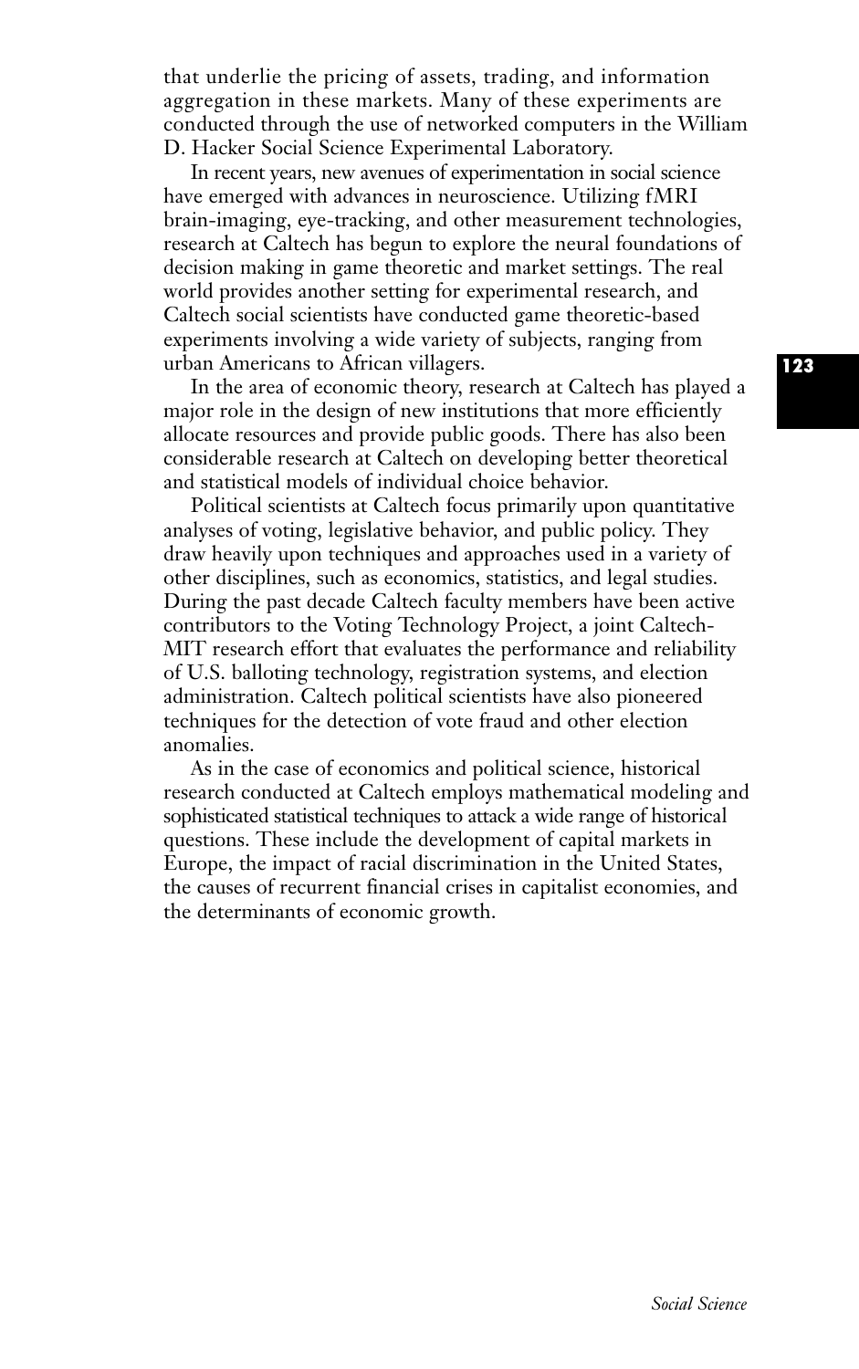that underlie the pricing of assets, trading, and information aggregation in these markets. Many of these experiments are conducted through the use of networked computers in the William D. Hacker Social Science Experimental Laboratory.

In recent years, new avenues of experimentation in social science have emerged with advances in neuroscience. Utilizing fMRI brain-imaging, eye-tracking, and other measurement technologies, research at Caltech has begun to explore the neural foundations of decision making in game theoretic and market settings. The real world provides another setting for experimental research, and Caltech social scientists have conducted game theoretic-based experiments involving a wide variety of subjects, ranging from urban Americans to African villagers.

In the area of economic theory, research at Caltech has played a major role in the design of new institutions that more efficiently allocate resources and provide public goods. There has also been considerable research at Caltech on developing better theoretical and statistical models of individual choice behavior.

Political scientists at Caltech focus primarily upon quantitative analyses of voting, legislative behavior, and public policy. They draw heavily upon techniques and approaches used in a variety of other disciplines, such as economics, statistics, and legal studies. During the past decade Caltech faculty members have been active contributors to the Voting Technology Project, a joint Caltech-MIT research effort that evaluates the performance and reliability of U.S. balloting technology, registration systems, and election administration. Caltech political scientists have also pioneered techniques for the detection of vote fraud and other election anomalies.

As in the case of economics and political science, historical research conducted at Caltech employs mathematical modeling and sophisticated statistical techniques to attack a wide range of historical questions. These include the development of capital markets in Europe, the impact of racial discrimination in the United States, the causes of recurrent financial crises in capitalist economies, and the determinants of economic growth.